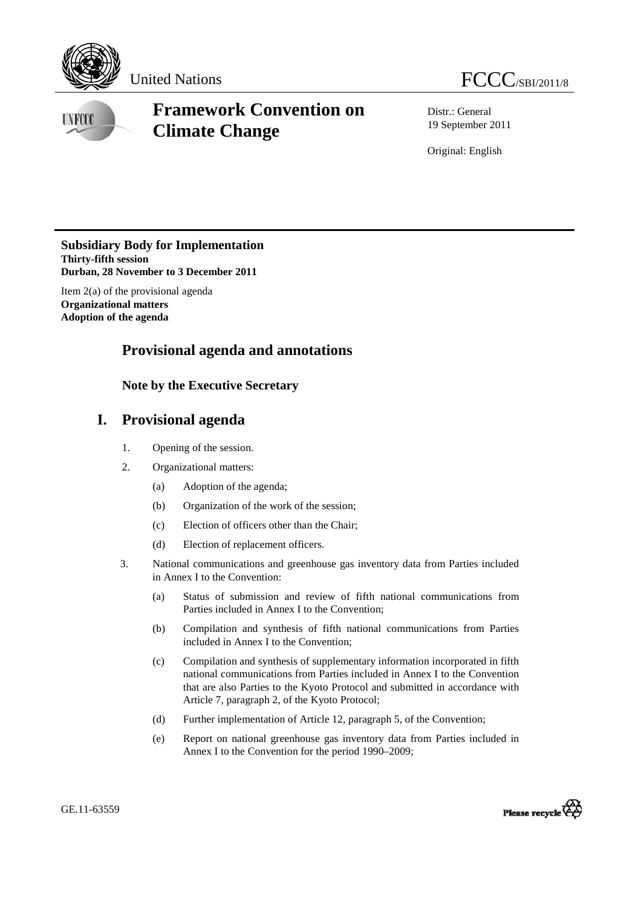United Nations FCCC/SBI/2011/8

# Framework Convention on Climate Change

Distr.: General
19 September 2011

Original: English

**Subsidiary Body for Implementation**
**Thirty-fifth session**
**Durban, 28 November to 3 December 2011**

Item 2(a) of the provisional agenda
**Organizational matters**
**Adoption of the agenda**

## Provisional agenda and annotations

### Note by the Executive Secretary

## I. Provisional agenda

1. Opening of the session.
2. Organizational matters:
   (a) Adoption of the agenda;
   (b) Organization of the work of the session;
   (c) Election of officers other than the Chair;
   (d) Election of replacement officers.
3. National communications and greenhouse gas inventory data from Parties included in Annex I to the Convention:
   (a) Status of submission and review of fifth national communications from Parties included in Annex I to the Convention;
   (b) Compilation and synthesis of fifth national communications from Parties included in Annex I to the Convention;
   (c) Compilation and synthesis of supplementary information incorporated in fifth national communications from Parties included in Annex I to the Convention that are also Parties to the Kyoto Protocol and submitted in accordance with Article 7, paragraph 2, of the Kyoto Protocol;
   (d) Further implementation of Article 12, paragraph 5, of the Convention;
   (e) Report on national greenhouse gas inventory data from Parties included in Annex I to the Convention for the period 1990–2009;

GE.11-63559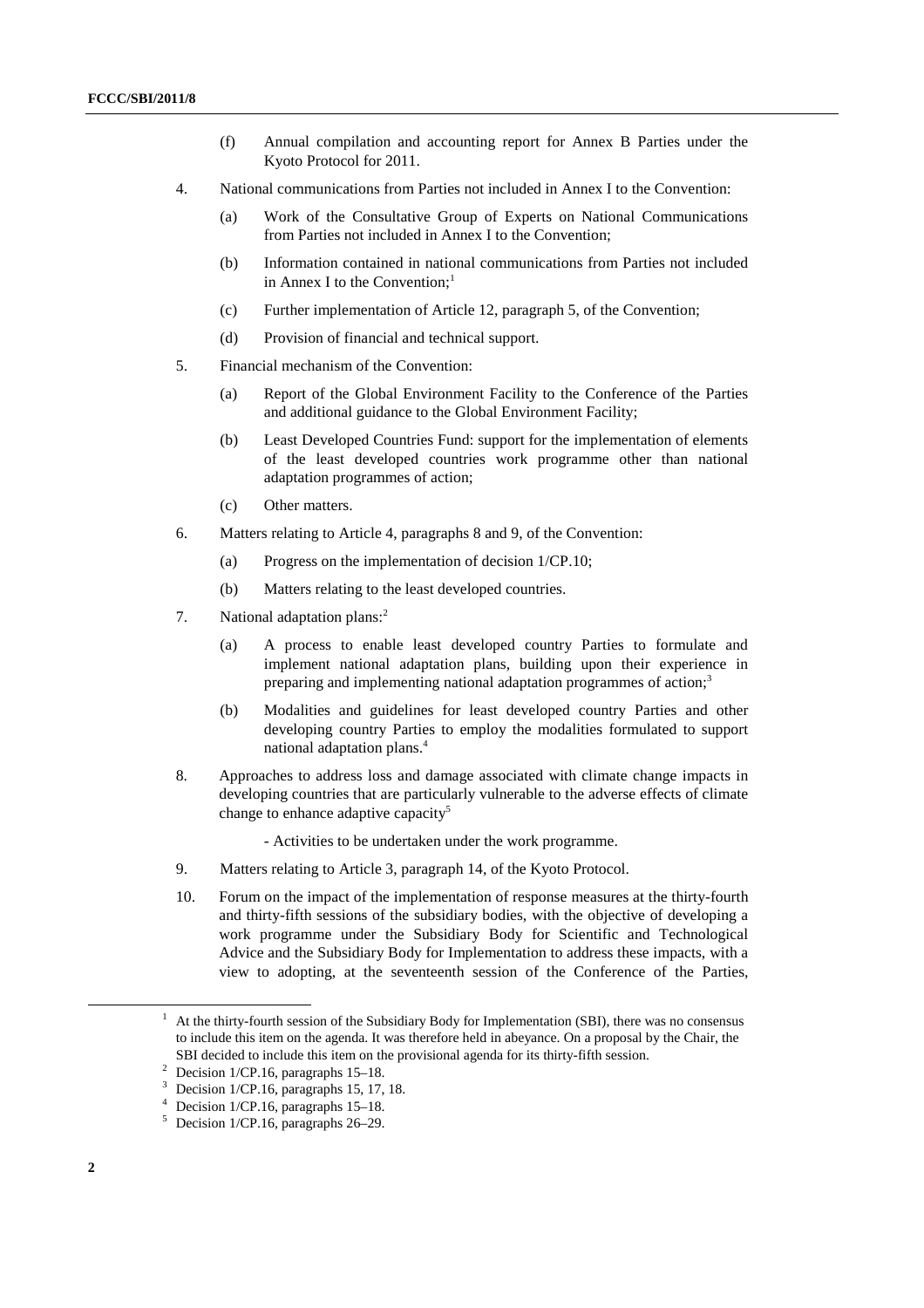(f) Annual compilation and accounting report for Annex B Parties under the Kyoto Protocol for 2011.

4. National communications from Parties not included in Annex I to the Convention:

   (a) Work of the Consultative Group of Experts on National Communications from Parties not included in Annex I to the Convention;

   (b) Information contained in national communications from Parties not included in Annex I to the Convention;[1]

   (c) Further implementation of Article 12, paragraph 5, of the Convention;

   (d) Provision of financial and technical support.

5. Financial mechanism of the Convention:

   (a) Report of the Global Environment Facility to the Conference of the Parties and additional guidance to the Global Environment Facility;

   (b) Least Developed Countries Fund: support for the implementation of elements of the least developed countries work programme other than national adaptation programmes of action;

   (c) Other matters.

6. Matters relating to Article 4, paragraphs 8 and 9, of the Convention:

   (a) Progress on the implementation of decision 1/CP.10;

   (b) Matters relating to the least developed countries.

7. National adaptation plans:[2]

   (a) A process to enable least developed country Parties to formulate and implement national adaptation plans, building upon their experience in preparing and implementing national adaptation programmes of action;[3]

   (b) Modalities and guidelines for least developed country Parties and other developing country Parties to employ the modalities formulated to support national adaptation plans.[4]

8. Approaches to address loss and damage associated with climate change impacts in developing countries that are particularly vulnerable to the adverse effects of climate change to enhance adaptive capacity[5]

   - Activities to be undertaken under the work programme.

9. Matters relating to Article 3, paragraph 14, of the Kyoto Protocol.

10. Forum on the impact of the implementation of response measures at the thirty-fourth and thirty-fifth sessions of the subsidiary bodies, with the objective of developing a work programme under the Subsidiary Body for Scientific and Technological Advice and the Subsidiary Body for Implementation to address these impacts, with a view to adopting, at the seventeenth session of the Conference of the Parties,

---

[1] At the thirty-fourth session of the Subsidiary Body for Implementation (SBI), there was no consensus to include this item on the agenda. It was therefore held in abeyance. On a proposal by the Chair, the SBI decided to include this item on the provisional agenda for its thirty-fifth session.

[2] Decision 1/CP.16, paragraphs 15–18.

[3] Decision 1/CP.16, paragraphs 15, 17, 18.

[4] Decision 1/CP.16, paragraphs 15–18.

[5] Decision 1/CP.16, paragraphs 26–29.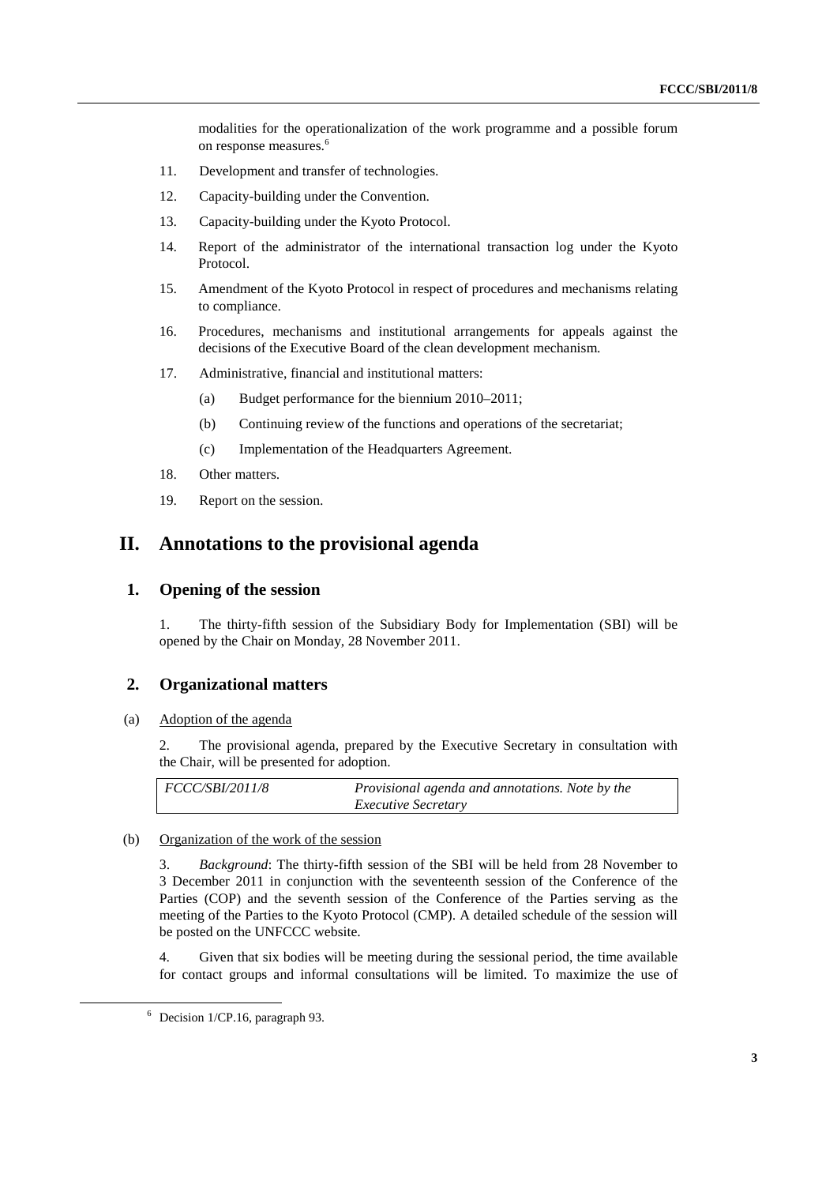modalities for the operationalization of the work programme and a possible forum on response measures.[6]

11. Development and transfer of technologies.

12. Capacity-building under the Convention.

13. Capacity-building under the Kyoto Protocol.

14. Report of the administrator of the international transaction log under the Kyoto Protocol.

15. Amendment of the Kyoto Protocol in respect of procedures and mechanisms relating to compliance.

16. Procedures, mechanisms and institutional arrangements for appeals against the decisions of the Executive Board of the clean development mechanism.

17. Administrative, financial and institutional matters:

    (a) Budget performance for the biennium 2010–2011;

    (b) Continuing review of the functions and operations of the secretariat;

    (c) Implementation of the Headquarters Agreement.

18. Other matters.

19. Report on the session.

# II. Annotations to the provisional agenda

## 1. Opening of the session

1. The thirty-fifth session of the Subsidiary Body for Implementation (SBI) will be opened by the Chair on Monday, 28 November 2011.

## 2. Organizational matters

(a) Adoption of the agenda

2. The provisional agenda, prepared by the Executive Secretary in consultation with the Chair, will be presented for adoption.

| | |
|---|---|
| *FCCC/SBI/2011/8* | *Provisional agenda and annotations. Note by the Executive Secretary* |

(b) Organization of the work of the session

3. *Background*: The thirty-fifth session of the SBI will be held from 28 November to 3 December 2011 in conjunction with the seventeenth session of the Conference of the Parties (COP) and the seventh session of the Conference of the Parties serving as the meeting of the Parties to the Kyoto Protocol (CMP). A detailed schedule of the session will be posted on the UNFCCC website.

4. Given that six bodies will be meeting during the sessional period, the time available for contact groups and informal consultations will be limited. To maximize the use of

[6] Decision 1/CP.16, paragraph 93.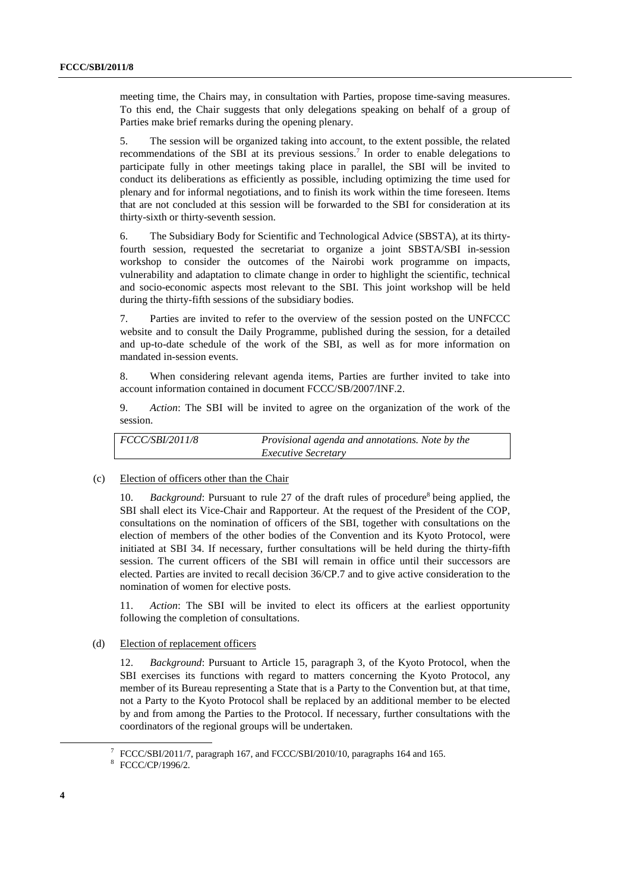meeting time, the Chairs may, in consultation with Parties, propose time-saving measures. To this end, the Chair suggests that only delegations speaking on behalf of a group of Parties make brief remarks during the opening plenary.

5. The session will be organized taking into account, to the extent possible, the related recommendations of the SBI at its previous sessions.[7] In order to enable delegations to participate fully in other meetings taking place in parallel, the SBI will be invited to conduct its deliberations as efficiently as possible, including optimizing the time used for plenary and for informal negotiations, and to finish its work within the time foreseen. Items that are not concluded at this session will be forwarded to the SBI for consideration at its thirty-sixth or thirty-seventh session.

6. The Subsidiary Body for Scientific and Technological Advice (SBSTA), at its thirty-fourth session, requested the secretariat to organize a joint SBSTA/SBI in-session workshop to consider the outcomes of the Nairobi work programme on impacts, vulnerability and adaptation to climate change in order to highlight the scientific, technical and socio-economic aspects most relevant to the SBI. This joint workshop will be held during the thirty-fifth sessions of the subsidiary bodies.

7. Parties are invited to refer to the overview of the session posted on the UNFCCC website and to consult the Daily Programme, published during the session, for a detailed and up-to-date schedule of the work of the SBI, as well as for more information on mandated in-session events.

8. When considering relevant agenda items, Parties are further invited to take into account information contained in document FCCC/SB/2007/INF.2.

9. *Action*: The SBI will be invited to agree on the organization of the work of the session.

| | |
|---|---|
| *FCCC/SBI/2011/8* | *Provisional agenda and annotations. Note by the Executive Secretary* |

(c) Election of officers other than the Chair

10. *Background*: Pursuant to rule 27 of the draft rules of procedure[8] being applied, the SBI shall elect its Vice-Chair and Rapporteur. At the request of the President of the COP, consultations on the nomination of officers of the SBI, together with consultations on the election of members of the other bodies of the Convention and its Kyoto Protocol, were initiated at SBI 34. If necessary, further consultations will be held during the thirty-fifth session. The current officers of the SBI will remain in office until their successors are elected. Parties are invited to recall decision 36/CP.7 and to give active consideration to the nomination of women for elective posts.

11. *Action*: The SBI will be invited to elect its officers at the earliest opportunity following the completion of consultations.

(d) Election of replacement officers

12. *Background*: Pursuant to Article 15, paragraph 3, of the Kyoto Protocol, when the SBI exercises its functions with regard to matters concerning the Kyoto Protocol, any member of its Bureau representing a State that is a Party to the Convention but, at that time, not a Party to the Kyoto Protocol shall be replaced by an additional member to be elected by and from among the Parties to the Protocol. If necessary, further consultations with the coordinators of the regional groups will be undertaken.

[7] FCCC/SBI/2011/7, paragraph 167, and FCCC/SBI/2010/10, paragraphs 164 and 165.

[8] FCCC/CP/1996/2.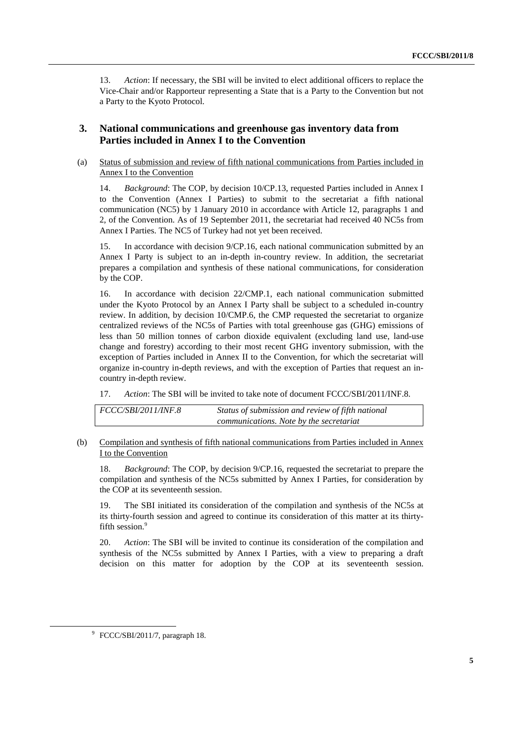13. *Action*: If necessary, the SBI will be invited to elect additional officers to replace the Vice-Chair and/or Rapporteur representing a State that is a Party to the Convention but not a Party to the Kyoto Protocol.

## 3. National communications and greenhouse gas inventory data from Parties included in Annex I to the Convention

(a) Status of submission and review of fifth national communications from Parties included in Annex I to the Convention

14. *Background*: The COP, by decision 10/CP.13, requested Parties included in Annex I to the Convention (Annex I Parties) to submit to the secretariat a fifth national communication (NC5) by 1 January 2010 in accordance with Article 12, paragraphs 1 and 2, of the Convention. As of 19 September 2011, the secretariat had received 40 NC5s from Annex I Parties. The NC5 of Turkey had not yet been received.

15. In accordance with decision 9/CP.16, each national communication submitted by an Annex I Party is subject to an in-depth in-country review. In addition, the secretariat prepares a compilation and synthesis of these national communications, for consideration by the COP.

16. In accordance with decision 22/CMP.1, each national communication submitted under the Kyoto Protocol by an Annex I Party shall be subject to a scheduled in-country review. In addition, by decision 10/CMP.6, the CMP requested the secretariat to organize centralized reviews of the NC5s of Parties with total greenhouse gas (GHG) emissions of less than 50 million tonnes of carbon dioxide equivalent (excluding land use, land-use change and forestry) according to their most recent GHG inventory submission, with the exception of Parties included in Annex II to the Convention, for which the secretariat will organize in-country in-depth reviews, and with the exception of Parties that request an in-country in-depth review.

17. *Action*: The SBI will be invited to take note of document FCCC/SBI/2011/INF.8.

| | |
|---|---|
| *FCCC/SBI/2011/INF.8* | *Status of submission and review of fifth national communications. Note by the secretariat* |

(b) Compilation and synthesis of fifth national communications from Parties included in Annex I to the Convention

18. *Background*: The COP, by decision 9/CP.16, requested the secretariat to prepare the compilation and synthesis of the NC5s submitted by Annex I Parties, for consideration by the COP at its seventeenth session.

19. The SBI initiated its consideration of the compilation and synthesis of the NC5s at its thirty-fourth session and agreed to continue its consideration of this matter at its thirty-fifth session.[9]

20. *Action*: The SBI will be invited to continue its consideration of the compilation and synthesis of the NC5s submitted by Annex I Parties, with a view to preparing a draft decision on this matter for adoption by the COP at its seventeenth session.

[9] FCCC/SBI/2011/7, paragraph 18.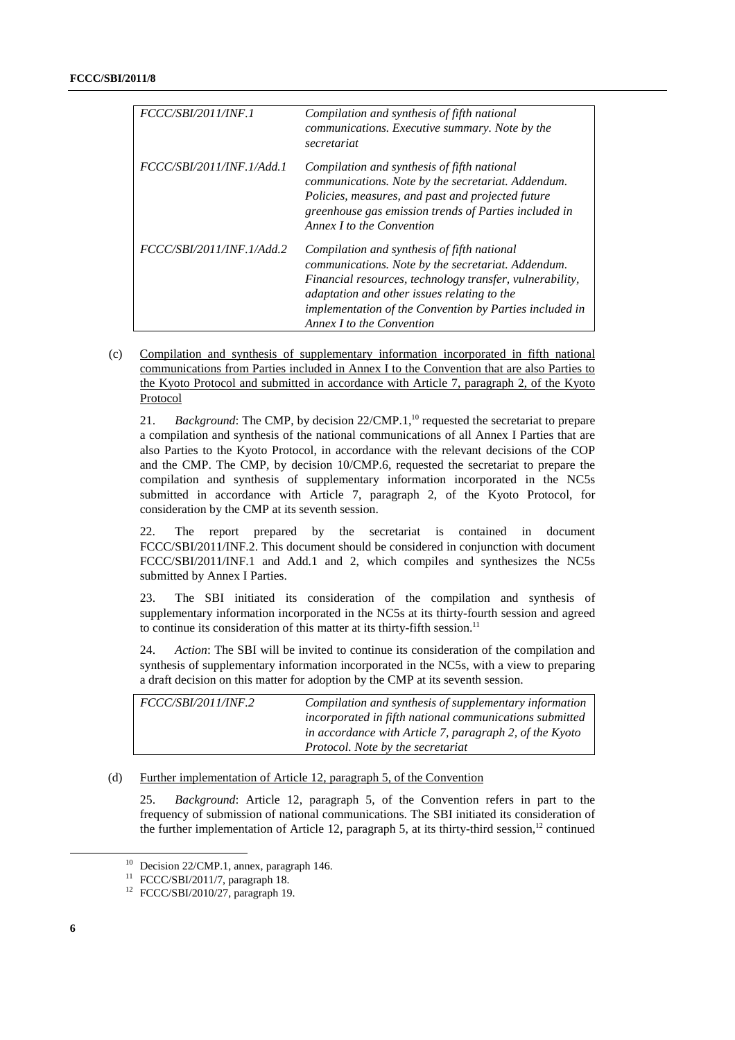| | |
|---|---|
| *FCCC/SBI/2011/INF.1* | *Compilation and synthesis of fifth national communications. Executive summary. Note by the secretariat* |
| *FCCC/SBI/2011/INF.1/Add.1* | *Compilation and synthesis of fifth national communications. Note by the secretariat. Addendum. Policies, measures, and past and projected future greenhouse gas emission trends of Parties included in Annex I to the Convention* |
| *FCCC/SBI/2011/INF.1/Add.2* | *Compilation and synthesis of fifth national communications. Note by the secretariat. Addendum. Financial resources, technology transfer, vulnerability, adaptation and other issues relating to the implementation of the Convention by Parties included in Annex I to the Convention* |

(c) Compilation and synthesis of supplementary information incorporated in fifth national communications from Parties included in Annex I to the Convention that are also Parties to the Kyoto Protocol and submitted in accordance with Article 7, paragraph 2, of the Kyoto Protocol

21. *Background*: The CMP, by decision 22/CMP.1,[10] requested the secretariat to prepare a compilation and synthesis of the national communications of all Annex I Parties that are also Parties to the Kyoto Protocol, in accordance with the relevant decisions of the COP and the CMP. The CMP, by decision 10/CMP.6, requested the secretariat to prepare the compilation and synthesis of supplementary information incorporated in the NC5s submitted in accordance with Article 7, paragraph 2, of the Kyoto Protocol, for consideration by the CMP at its seventh session.

22. The report prepared by the secretariat is contained in document FCCC/SBI/2011/INF.2. This document should be considered in conjunction with document FCCC/SBI/2011/INF.1 and Add.1 and 2, which compiles and synthesizes the NC5s submitted by Annex I Parties.

23. The SBI initiated its consideration of the compilation and synthesis of supplementary information incorporated in the NC5s at its thirty-fourth session and agreed to continue its consideration of this matter at its thirty-fifth session.[11]

24. *Action*: The SBI will be invited to continue its consideration of the compilation and synthesis of supplementary information incorporated in the NC5s, with a view to preparing a draft decision on this matter for adoption by the CMP at its seventh session.

| | |
|---|---|
| *FCCC/SBI/2011/INF.2* | *Compilation and synthesis of supplementary information incorporated in fifth national communications submitted in accordance with Article 7, paragraph 2, of the Kyoto Protocol. Note by the secretariat* |

(d) Further implementation of Article 12, paragraph 5, of the Convention

25. *Background*: Article 12, paragraph 5, of the Convention refers in part to the frequency of submission of national communications. The SBI initiated its consideration of the further implementation of Article 12, paragraph 5, at its thirty-third session,[12] continued

[10] Decision 22/CMP.1, annex, paragraph 146.

[11] FCCC/SBI/2011/7, paragraph 18.

[12] FCCC/SBI/2010/27, paragraph 19.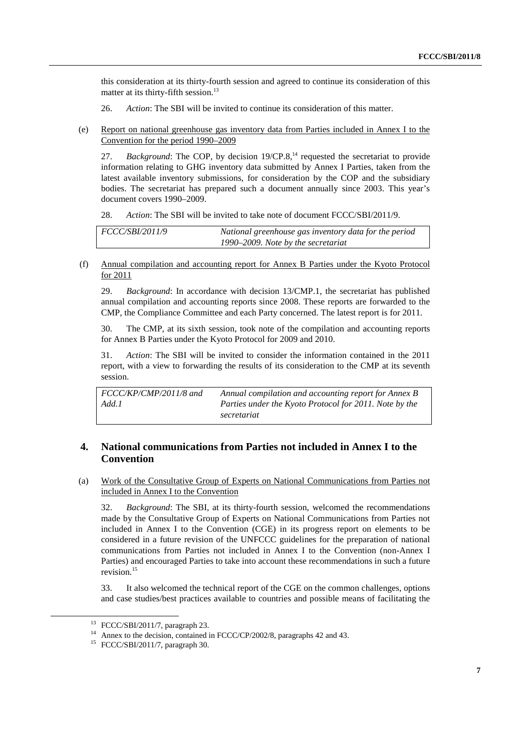this consideration at its thirty-fourth session and agreed to continue its consideration of this matter at its thirty-fifth session.[13]

26. *Action*: The SBI will be invited to continue its consideration of this matter.

(e) Report on national greenhouse gas inventory data from Parties included in Annex I to the Convention for the period 1990–2009

27. *Background*: The COP, by decision 19/CP.8,[14] requested the secretariat to provide information relating to GHG inventory data submitted by Annex I Parties, taken from the latest available inventory submissions, for consideration by the COP and the subsidiary bodies. The secretariat has prepared such a document annually since 2003. This year's document covers 1990–2009.

28. *Action*: The SBI will be invited to take note of document FCCC/SBI/2011/9.

| | |
|---|---|
| *FCCC/SBI/2011/9* | *National greenhouse gas inventory data for the period 1990–2009. Note by the secretariat* |

(f) Annual compilation and accounting report for Annex B Parties under the Kyoto Protocol for 2011

29. *Background*: In accordance with decision 13/CMP.1, the secretariat has published annual compilation and accounting reports since 2008. These reports are forwarded to the CMP, the Compliance Committee and each Party concerned. The latest report is for 2011.

30. The CMP, at its sixth session, took note of the compilation and accounting reports for Annex B Parties under the Kyoto Protocol for 2009 and 2010.

31. *Action*: The SBI will be invited to consider the information contained in the 2011 report, with a view to forwarding the results of its consideration to the CMP at its seventh session.

| | |
|---|---|
| *FCCC/KP/CMP/2011/8 and Add.1* | *Annual compilation and accounting report for Annex B Parties under the Kyoto Protocol for 2011. Note by the secretariat* |

## 4. National communications from Parties not included in Annex I to the Convention

(a) Work of the Consultative Group of Experts on National Communications from Parties not included in Annex I to the Convention

32. *Background*: The SBI, at its thirty-fourth session, welcomed the recommendations made by the Consultative Group of Experts on National Communications from Parties not included in Annex I to the Convention (CGE) in its progress report on elements to be considered in a future revision of the UNFCCC guidelines for the preparation of national communications from Parties not included in Annex I to the Convention (non-Annex I Parties) and encouraged Parties to take into account these recommendations in such a future revision.[15]

33. It also welcomed the technical report of the CGE on the common challenges, options and case studies/best practices available to countries and possible means of facilitating the

---

[13] FCCC/SBI/2011/7, paragraph 23.

[14] Annex to the decision, contained in FCCC/CP/2002/8, paragraphs 42 and 43.

[15] FCCC/SBI/2011/7, paragraph 30.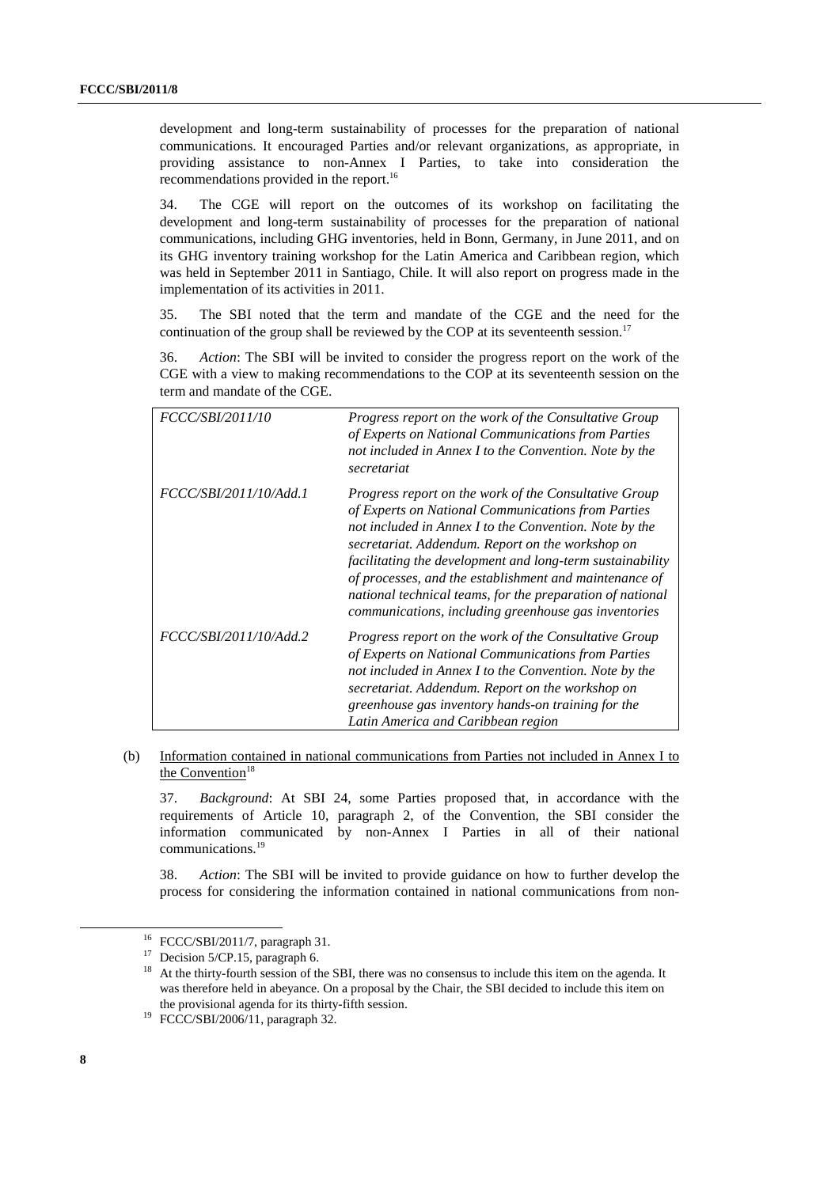development and long-term sustainability of processes for the preparation of national communications. It encouraged Parties and/or relevant organizations, as appropriate, in providing assistance to non-Annex I Parties, to take into consideration the recommendations provided in the report.[16]

34. The CGE will report on the outcomes of its workshop on facilitating the development and long-term sustainability of processes for the preparation of national communications, including GHG inventories, held in Bonn, Germany, in June 2011, and on its GHG inventory training workshop for the Latin America and Caribbean region, which was held in September 2011 in Santiago, Chile. It will also report on progress made in the implementation of its activities in 2011.

35. The SBI noted that the term and mandate of the CGE and the need for the continuation of the group shall be reviewed by the COP at its seventeenth session.[17]

36. *Action*: The SBI will be invited to consider the progress report on the work of the CGE with a view to making recommendations to the COP at its seventeenth session on the term and mandate of the CGE.

| | |
|---|---|
| *FCCC/SBI/2011/10* | *Progress report on the work of the Consultative Group of Experts on National Communications from Parties not included in Annex I to the Convention. Note by the secretariat* |
| *FCCC/SBI/2011/10/Add.1* | *Progress report on the work of the Consultative Group of Experts on National Communications from Parties not included in Annex I to the Convention. Note by the secretariat. Addendum. Report on the workshop on facilitating the development and long-term sustainability of processes, and the establishment and maintenance of national technical teams, for the preparation of national communications, including greenhouse gas inventories* |
| *FCCC/SBI/2011/10/Add.2* | *Progress report on the work of the Consultative Group of Experts on National Communications from Parties not included in Annex I to the Convention. Note by the secretariat. Addendum. Report on the workshop on greenhouse gas inventory hands-on training for the Latin America and Caribbean region* |

(b) Information contained in national communications from Parties not included in Annex I to the Convention[18]

37. *Background*: At SBI 24, some Parties proposed that, in accordance with the requirements of Article 10, paragraph 2, of the Convention, the SBI consider the information communicated by non-Annex I Parties in all of their national communications.[19]

38. *Action*: The SBI will be invited to provide guidance on how to further develop the process for considering the information contained in national communications from non-

[16] FCCC/SBI/2011/7, paragraph 31.

[17] Decision 5/CP.15, paragraph 6.

[18] At the thirty-fourth session of the SBI, there was no consensus to include this item on the agenda. It was therefore held in abeyance. On a proposal by the Chair, the SBI decided to include this item on the provisional agenda for its thirty-fifth session.

[19] FCCC/SBI/2006/11, paragraph 32.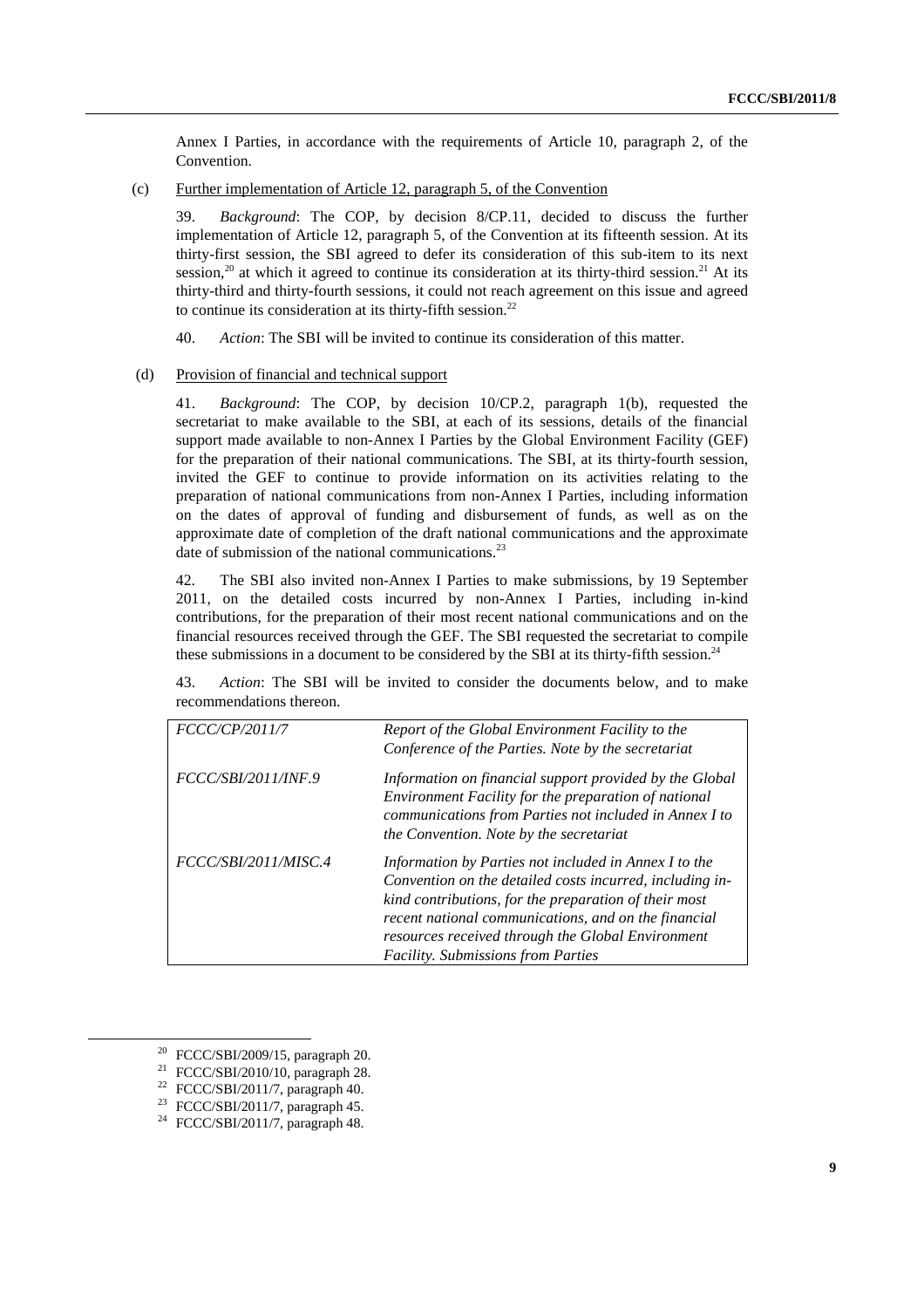Annex I Parties, in accordance with the requirements of Article 10, paragraph 2, of the Convention.

(c) Further implementation of Article 12, paragraph 5, of the Convention

39. *Background*: The COP, by decision 8/CP.11, decided to discuss the further implementation of Article 12, paragraph 5, of the Convention at its fifteenth session. At its thirty-first session, the SBI agreed to defer its consideration of this sub-item to its next session,[20] at which it agreed to continue its consideration at its thirty-third session.[21] At its thirty-third and thirty-fourth sessions, it could not reach agreement on this issue and agreed to continue its consideration at its thirty-fifth session.[22]

40. *Action*: The SBI will be invited to continue its consideration of this matter.

(d) Provision of financial and technical support

41. *Background*: The COP, by decision 10/CP.2, paragraph 1(b), requested the secretariat to make available to the SBI, at each of its sessions, details of the financial support made available to non-Annex I Parties by the Global Environment Facility (GEF) for the preparation of their national communications. The SBI, at its thirty-fourth session, invited the GEF to continue to provide information on its activities relating to the preparation of national communications from non-Annex I Parties, including information on the dates of approval of funding and disbursement of funds, as well as on the approximate date of completion of the draft national communications and the approximate date of submission of the national communications.[23]

42. The SBI also invited non-Annex I Parties to make submissions, by 19 September 2011, on the detailed costs incurred by non-Annex I Parties, including in-kind contributions, for the preparation of their most recent national communications and on the financial resources received through the GEF. The SBI requested the secretariat to compile these submissions in a document to be considered by the SBI at its thirty-fifth session.[24]

43. *Action*: The SBI will be invited to consider the documents below, and to make recommendations thereon.

| | |
|---|---|
| *FCCC/CP/2011/7* | *Report of the Global Environment Facility to the Conference of the Parties. Note by the secretariat* |
| *FCCC/SBI/2011/INF.9* | *Information on financial support provided by the Global Environment Facility for the preparation of national communications from Parties not included in Annex I to the Convention. Note by the secretariat* |
| *FCCC/SBI/2011/MISC.4* | *Information by Parties not included in Annex I to the Convention on the detailed costs incurred, including in-kind contributions, for the preparation of their most recent national communications, and on the financial resources received through the Global Environment Facility. Submissions from Parties* |

[20] FCCC/SBI/2009/15, paragraph 20.

[21] FCCC/SBI/2010/10, paragraph 28.

[22] FCCC/SBI/2011/7, paragraph 40.

[23] FCCC/SBI/2011/7, paragraph 45.

[24] FCCC/SBI/2011/7, paragraph 48.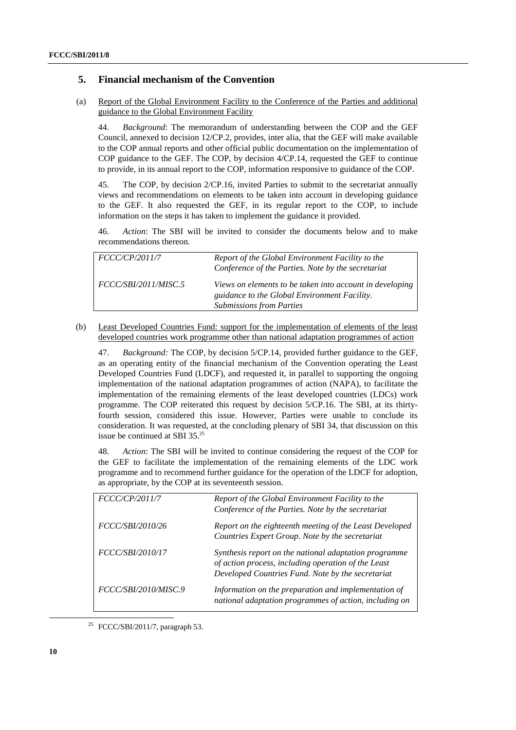## 5. Financial mechanism of the Convention

(a) Report of the Global Environment Facility to the Conference of the Parties and additional guidance to the Global Environment Facility

44. *Background*: The memorandum of understanding between the COP and the GEF Council, annexed to decision 12/CP.2, provides, inter alia, that the GEF will make available to the COP annual reports and other official public documentation on the implementation of COP guidance to the GEF. The COP, by decision 4/CP.14, requested the GEF to continue to provide, in its annual report to the COP, information responsive to guidance of the COP.

45. The COP, by decision 2/CP.16, invited Parties to submit to the secretariat annually views and recommendations on elements to be taken into account in developing guidance to the GEF. It also requested the GEF, in its regular report to the COP, to include information on the steps it has taken to implement the guidance it provided.

46. *Action*: The SBI will be invited to consider the documents below and to make recommendations thereon.

| | |
|---|---|
| *FCCC/CP/2011/7* | *Report of the Global Environment Facility to the Conference of the Parties. Note by the secretariat* |
| *FCCC/SBI/2011/MISC.5* | *Views on elements to be taken into account in developing guidance to the Global Environment Facility. Submissions from Parties* |

(b) Least Developed Countries Fund: support for the implementation of elements of the least developed countries work programme other than national adaptation programmes of action

47. *Background:* The COP, by decision 5/CP.14, provided further guidance to the GEF, as an operating entity of the financial mechanism of the Convention operating the Least Developed Countries Fund (LDCF), and requested it, in parallel to supporting the ongoing implementation of the national adaptation programmes of action (NAPA), to facilitate the implementation of the remaining elements of the least developed countries (LDCs) work programme. The COP reiterated this request by decision 5/CP.16. The SBI, at its thirty-fourth session, considered this issue. However, Parties were unable to conclude its consideration. It was requested, at the concluding plenary of SBI 34, that discussion on this issue be continued at SBI 35.[25]

48. *Action*: The SBI will be invited to continue considering the request of the COP for the GEF to facilitate the implementation of the remaining elements of the LDC work programme and to recommend further guidance for the operation of the LDCF for adoption, as appropriate, by the COP at its seventeenth session.

| | |
|---|---|
| *FCCC/CP/2011/7* | *Report of the Global Environment Facility to the Conference of the Parties. Note by the secretariat* |
| *FCCC/SBI/2010/26* | *Report on the eighteenth meeting of the Least Developed Countries Expert Group. Note by the secretariat* |
| *FCCC/SBI/2010/17* | *Synthesis report on the national adaptation programme of action process, including operation of the Least Developed Countries Fund. Note by the secretariat* |
| *FCCC/SBI/2010/MISC.9* | *Information on the preparation and implementation of national adaptation programmes of action, including on* |

[25] FCCC/SBI/2011/7, paragraph 53.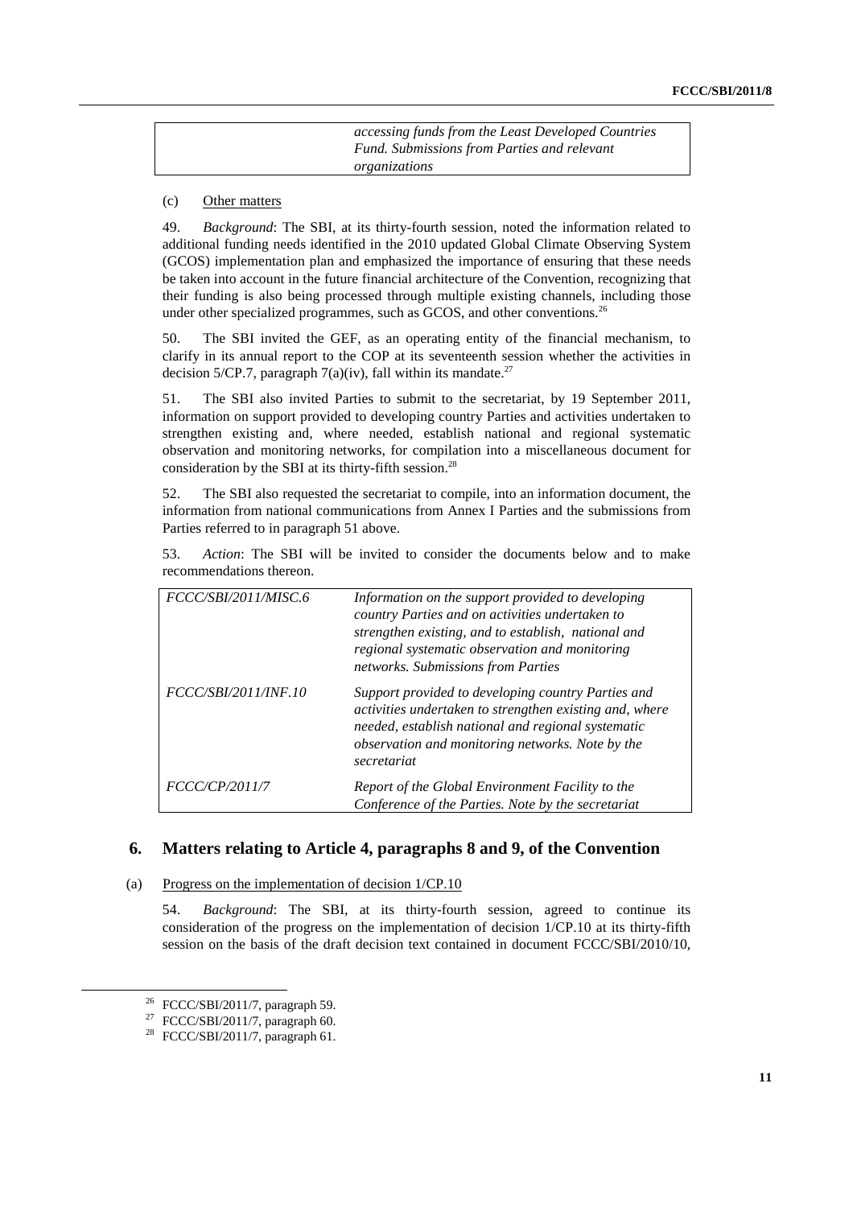| | |
|---|---|
| | *accessing funds from the Least Developed Countries Fund. Submissions from Parties and relevant organizations* |

(c) Other matters

49. *Background*: The SBI, at its thirty-fourth session, noted the information related to additional funding needs identified in the 2010 updated Global Climate Observing System (GCOS) implementation plan and emphasized the importance of ensuring that these needs be taken into account in the future financial architecture of the Convention, recognizing that their funding is also being processed through multiple existing channels, including those under other specialized programmes, such as GCOS, and other conventions.[26]

50. The SBI invited the GEF, as an operating entity of the financial mechanism, to clarify in its annual report to the COP at its seventeenth session whether the activities in decision 5/CP.7, paragraph 7(a)(iv), fall within its mandate.[27]

51. The SBI also invited Parties to submit to the secretariat, by 19 September 2011, information on support provided to developing country Parties and activities undertaken to strengthen existing and, where needed, establish national and regional systematic observation and monitoring networks, for compilation into a miscellaneous document for consideration by the SBI at its thirty-fifth session.[28]

52. The SBI also requested the secretariat to compile, into an information document, the information from national communications from Annex I Parties and the submissions from Parties referred to in paragraph 51 above.

53. *Action*: The SBI will be invited to consider the documents below and to make recommendations thereon.

| | |
|---|---|
| *FCCC/SBI/2011/MISC.6* | *Information on the support provided to developing country Parties and on activities undertaken to strengthen existing, and to establish, national and regional systematic observation and monitoring networks. Submissions from Parties* |
| *FCCC/SBI/2011/INF.10* | *Support provided to developing country Parties and activities undertaken to strengthen existing and, where needed, establish national and regional systematic observation and monitoring networks. Note by the secretariat* |
| *FCCC/CP/2011/7* | *Report of the Global Environment Facility to the Conference of the Parties. Note by the secretariat* |

## 6. Matters relating to Article 4, paragraphs 8 and 9, of the Convention

(a) Progress on the implementation of decision 1/CP.10

54. *Background*: The SBI, at its thirty-fourth session, agreed to continue its consideration of the progress on the implementation of decision 1/CP.10 at its thirty-fifth session on the basis of the draft decision text contained in document FCCC/SBI/2010/10,

[26] FCCC/SBI/2011/7, paragraph 59.

[27] FCCC/SBI/2011/7, paragraph 60.

[28] FCCC/SBI/2011/7, paragraph 61.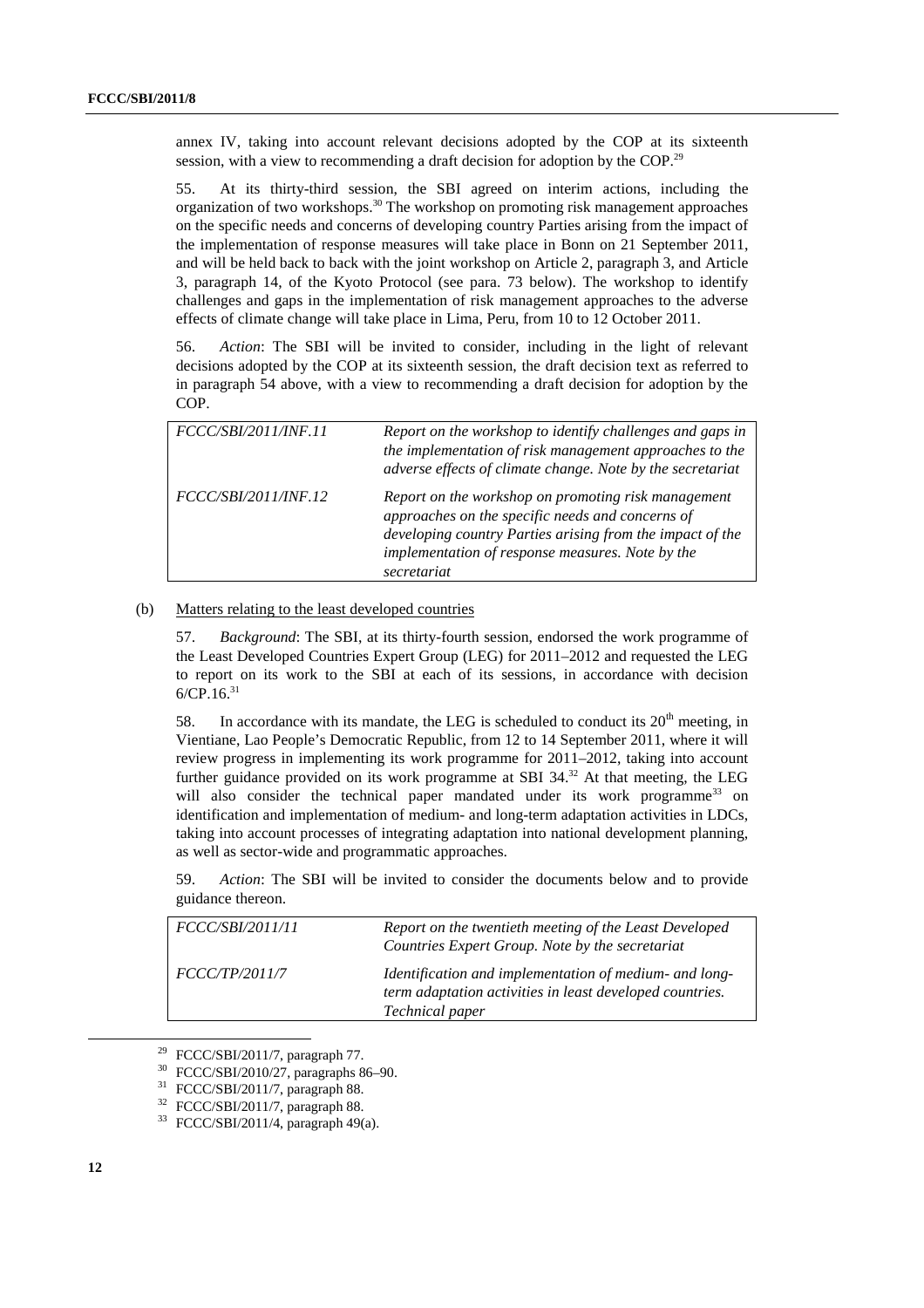annex IV, taking into account relevant decisions adopted by the COP at its sixteenth session, with a view to recommending a draft decision for adoption by the COP.[29]

55. At its thirty-third session, the SBI agreed on interim actions, including the organization of two workshops.[30] The workshop on promoting risk management approaches on the specific needs and concerns of developing country Parties arising from the impact of the implementation of response measures will take place in Bonn on 21 September 2011, and will be held back to back with the joint workshop on Article 2, paragraph 3, and Article 3, paragraph 14, of the Kyoto Protocol (see para. 73 below). The workshop to identify challenges and gaps in the implementation of risk management approaches to the adverse effects of climate change will take place in Lima, Peru, from 10 to 12 October 2011.

56. *Action*: The SBI will be invited to consider, including in the light of relevant decisions adopted by the COP at its sixteenth session, the draft decision text as referred to in paragraph 54 above, with a view to recommending a draft decision for adoption by the COP.

| | |
|---|---|
| *FCCC/SBI/2011/INF.11* | *Report on the workshop to identify challenges and gaps in the implementation of risk management approaches to the adverse effects of climate change. Note by the secretariat* |
| *FCCC/SBI/2011/INF.12* | *Report on the workshop on promoting risk management approaches on the specific needs and concerns of developing country Parties arising from the impact of the implementation of response measures. Note by the secretariat* |

(b) Matters relating to the least developed countries

57. *Background*: The SBI, at its thirty-fourth session, endorsed the work programme of the Least Developed Countries Expert Group (LEG) for 2011–2012 and requested the LEG to report on its work to the SBI at each of its sessions, in accordance with decision 6/CP.16.[31]

58. In accordance with its mandate, the LEG is scheduled to conduct its 20th meeting, in Vientiane, Lao People's Democratic Republic, from 12 to 14 September 2011, where it will review progress in implementing its work programme for 2011–2012, taking into account further guidance provided on its work programme at SBI 34.[32] At that meeting, the LEG will also consider the technical paper mandated under its work programme[33] on identification and implementation of medium- and long-term adaptation activities in LDCs, taking into account processes of integrating adaptation into national development planning, as well as sector-wide and programmatic approaches.

59. *Action*: The SBI will be invited to consider the documents below and to provide guidance thereon.

| | |
|---|---|
| *FCCC/SBI/2011/11* | *Report on the twentieth meeting of the Least Developed Countries Expert Group. Note by the secretariat* |
| *FCCC/TP/2011/7* | *Identification and implementation of medium- and long-term adaptation activities in least developed countries. Technical paper* |

[29] FCCC/SBI/2011/7, paragraph 77.

[30] FCCC/SBI/2010/27, paragraphs 86–90.

[31] FCCC/SBI/2011/7, paragraph 88.

[32] FCCC/SBI/2011/7, paragraph 88.

[33] FCCC/SBI/2011/4, paragraph 49(a).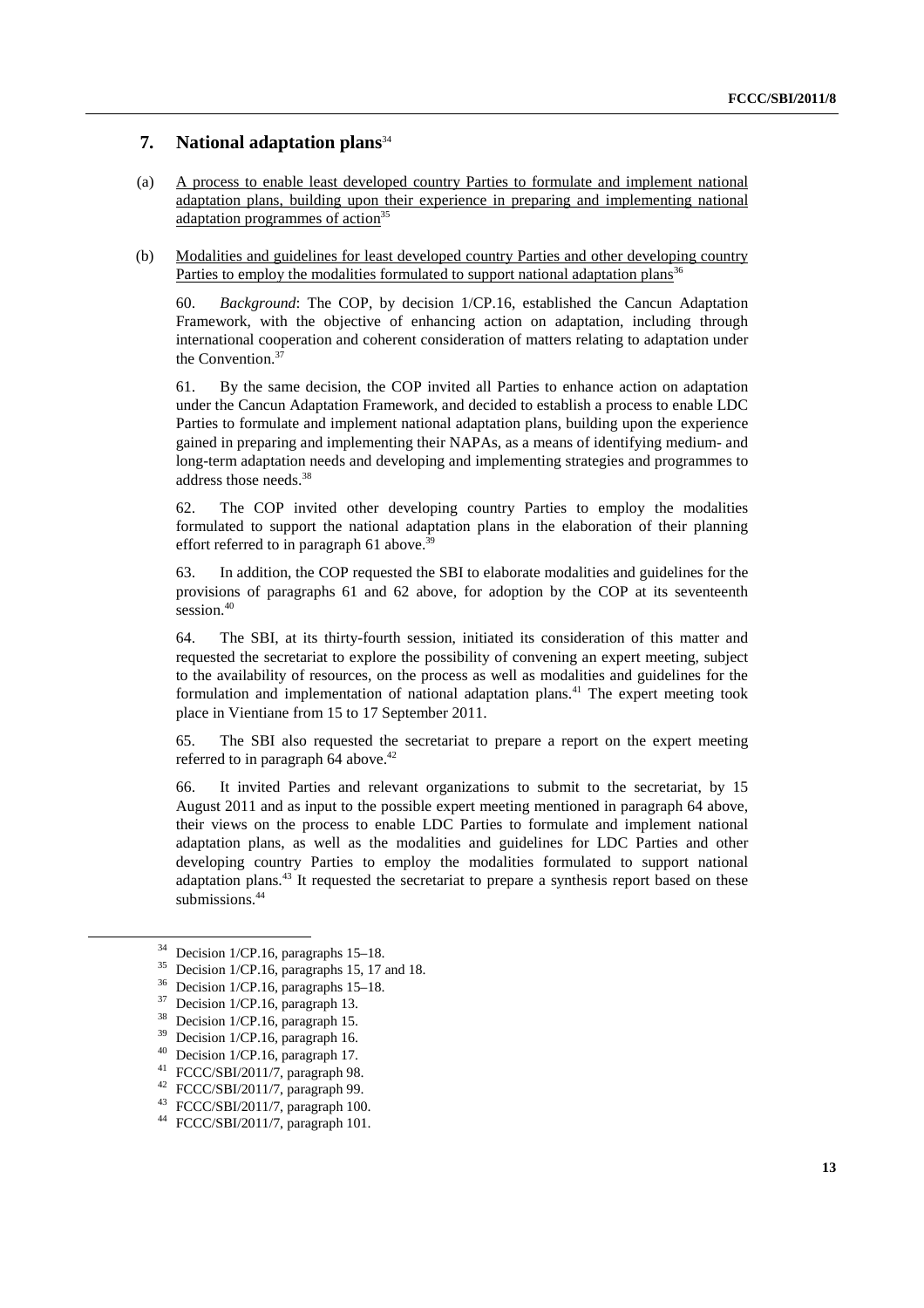## 7. National adaptation plans[34]

(a) A process to enable least developed country Parties to formulate and implement national adaptation plans, building upon their experience in preparing and implementing national adaptation programmes of action[35]

(b) Modalities and guidelines for least developed country Parties and other developing country Parties to employ the modalities formulated to support national adaptation plans[36]

60. *Background*: The COP, by decision 1/CP.16, established the Cancun Adaptation Framework, with the objective of enhancing action on adaptation, including through international cooperation and coherent consideration of matters relating to adaptation under the Convention.[37]

61. By the same decision, the COP invited all Parties to enhance action on adaptation under the Cancun Adaptation Framework, and decided to establish a process to enable LDC Parties to formulate and implement national adaptation plans, building upon the experience gained in preparing and implementing their NAPAs, as a means of identifying medium- and long-term adaptation needs and developing and implementing strategies and programmes to address those needs.[38]

62. The COP invited other developing country Parties to employ the modalities formulated to support the national adaptation plans in the elaboration of their planning effort referred to in paragraph 61 above.[39]

63. In addition, the COP requested the SBI to elaborate modalities and guidelines for the provisions of paragraphs 61 and 62 above, for adoption by the COP at its seventeenth session.[40]

64. The SBI, at its thirty-fourth session, initiated its consideration of this matter and requested the secretariat to explore the possibility of convening an expert meeting, subject to the availability of resources, on the process as well as modalities and guidelines for the formulation and implementation of national adaptation plans.[41] The expert meeting took place in Vientiane from 15 to 17 September 2011.

65. The SBI also requested the secretariat to prepare a report on the expert meeting referred to in paragraph 64 above.[42]

66. It invited Parties and relevant organizations to submit to the secretariat, by 15 August 2011 and as input to the possible expert meeting mentioned in paragraph 64 above, their views on the process to enable LDC Parties to formulate and implement national adaptation plans, as well as the modalities and guidelines for LDC Parties and other developing country Parties to employ the modalities formulated to support national adaptation plans.[43] It requested the secretariat to prepare a synthesis report based on these submissions.[44]

---

[34] Decision 1/CP.16, paragraphs 15–18.

[35] Decision 1/CP.16, paragraphs 15, 17 and 18.

[36] Decision 1/CP.16, paragraphs 15–18.

[37] Decision 1/CP.16, paragraph 13.

[38] Decision 1/CP.16, paragraph 15.

[39] Decision 1/CP.16, paragraph 16.

[40] Decision 1/CP.16, paragraph 17.

[41] FCCC/SBI/2011/7, paragraph 98.

[42] FCCC/SBI/2011/7, paragraph 99.

[43] FCCC/SBI/2011/7, paragraph 100.

[44] FCCC/SBI/2011/7, paragraph 101.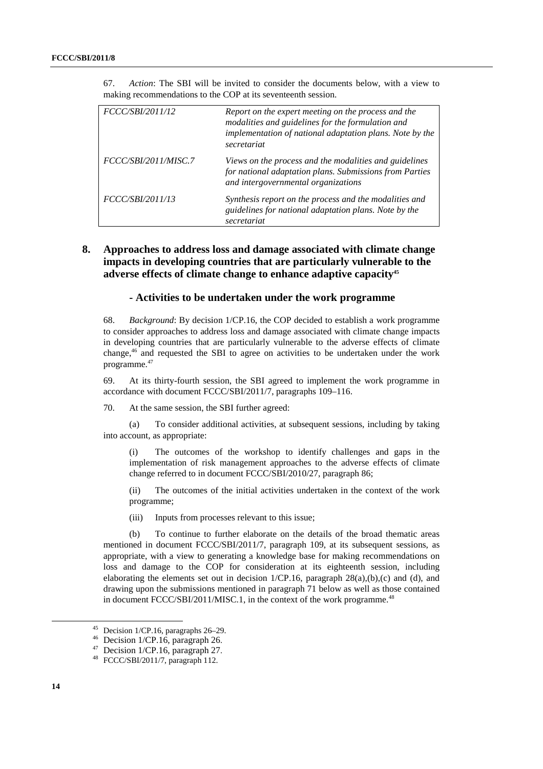67. *Action*: The SBI will be invited to consider the documents below, with a view to making recommendations to the COP at its seventeenth session.

| | |
|---|---|
| *FCCC/SBI/2011/12* | *Report on the expert meeting on the process and the modalities and guidelines for the formulation and implementation of national adaptation plans. Note by the secretariat* |
| *FCCC/SBI/2011/MISC.7* | *Views on the process and the modalities and guidelines for national adaptation plans. Submissions from Parties and intergovernmental organizations* |
| *FCCC/SBI/2011/13* | *Synthesis report on the process and the modalities and guidelines for national adaptation plans. Note by the secretariat* |

## 8. Approaches to address loss and damage associated with climate change impacts in developing countries that are particularly vulnerable to the adverse effects of climate change to enhance adaptive capacity[45]

### - Activities to be undertaken under the work programme

68. *Background*: By decision 1/CP.16, the COP decided to establish a work programme to consider approaches to address loss and damage associated with climate change impacts in developing countries that are particularly vulnerable to the adverse effects of climate change,[46] and requested the SBI to agree on activities to be undertaken under the work programme.[47]

69. At its thirty-fourth session, the SBI agreed to implement the work programme in accordance with document FCCC/SBI/2011/7, paragraphs 109–116.

70. At the same session, the SBI further agreed:

(a) To consider additional activities, at subsequent sessions, including by taking into account, as appropriate:

(i) The outcomes of the workshop to identify challenges and gaps in the implementation of risk management approaches to the adverse effects of climate change referred to in document FCCC/SBI/2010/27, paragraph 86;

(ii) The outcomes of the initial activities undertaken in the context of the work programme;

(iii) Inputs from processes relevant to this issue;

(b) To continue to further elaborate on the details of the broad thematic areas mentioned in document FCCC/SBI/2011/7, paragraph 109, at its subsequent sessions, as appropriate, with a view to generating a knowledge base for making recommendations on loss and damage to the COP for consideration at its eighteenth session, including elaborating the elements set out in decision 1/CP.16, paragraph 28(a),(b),(c) and (d), and drawing upon the submissions mentioned in paragraph 71 below as well as those contained in document FCCC/SBI/2011/MISC.1, in the context of the work programme.[48]

---

[45] Decision 1/CP.16, paragraphs 26–29.

[46] Decision 1/CP.16, paragraph 26.

[47] Decision 1/CP.16, paragraph 27.

[48] FCCC/SBI/2011/7, paragraph 112.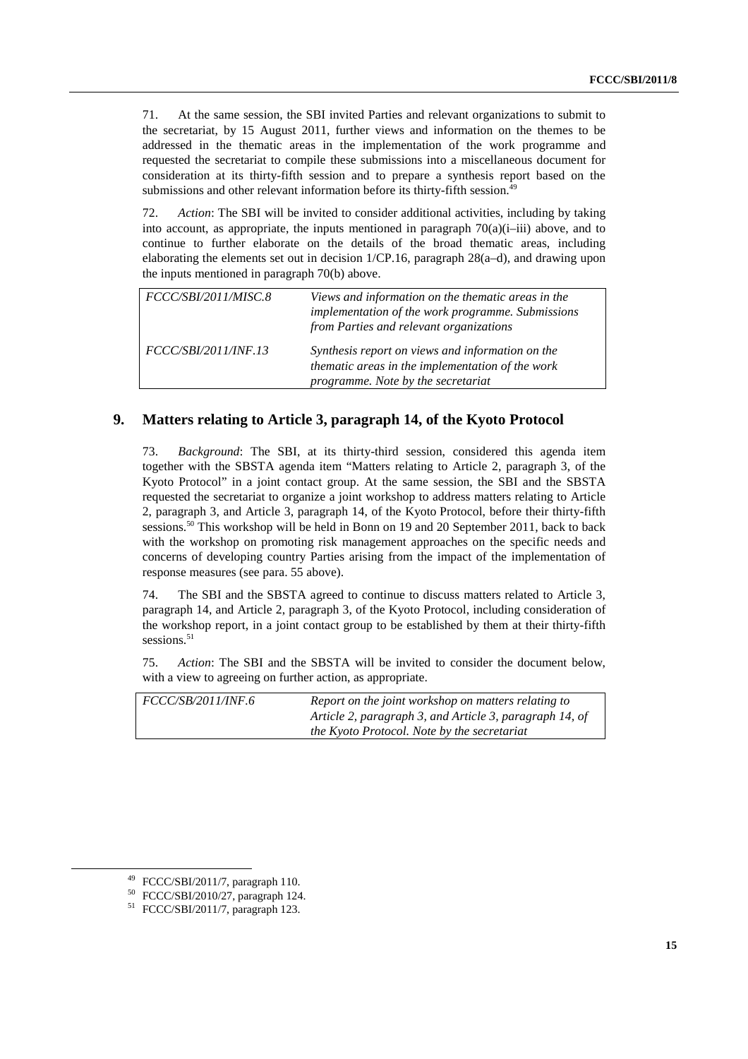71. At the same session, the SBI invited Parties and relevant organizations to submit to the secretariat, by 15 August 2011, further views and information on the themes to be addressed in the thematic areas in the implementation of the work programme and requested the secretariat to compile these submissions into a miscellaneous document for consideration at its thirty-fifth session and to prepare a synthesis report based on the submissions and other relevant information before its thirty-fifth session.[49]

72. *Action*: The SBI will be invited to consider additional activities, including by taking into account, as appropriate, the inputs mentioned in paragraph 70(a)(i–iii) above, and to continue to further elaborate on the details of the broad thematic areas, including elaborating the elements set out in decision 1/CP.16, paragraph 28(a–d), and drawing upon the inputs mentioned in paragraph 70(b) above.

| | |
|---|---|
| *FCCC/SBI/2011/MISC.8* | *Views and information on the thematic areas in the implementation of the work programme. Submissions from Parties and relevant organizations* |
| *FCCC/SBI/2011/INF.13* | *Synthesis report on views and information on the thematic areas in the implementation of the work programme. Note by the secretariat* |

## 9. Matters relating to Article 3, paragraph 14, of the Kyoto Protocol

73. *Background*: The SBI, at its thirty-third session, considered this agenda item together with the SBSTA agenda item "Matters relating to Article 2, paragraph 3, of the Kyoto Protocol" in a joint contact group. At the same session, the SBI and the SBSTA requested the secretariat to organize a joint workshop to address matters relating to Article 2, paragraph 3, and Article 3, paragraph 14, of the Kyoto Protocol, before their thirty-fifth sessions.[50] This workshop will be held in Bonn on 19 and 20 September 2011, back to back with the workshop on promoting risk management approaches on the specific needs and concerns of developing country Parties arising from the impact of the implementation of response measures (see para. 55 above).

74. The SBI and the SBSTA agreed to continue to discuss matters related to Article 3, paragraph 14, and Article 2, paragraph 3, of the Kyoto Protocol, including consideration of the workshop report, in a joint contact group to be established by them at their thirty-fifth sessions.[51]

75. *Action*: The SBI and the SBSTA will be invited to consider the document below, with a view to agreeing on further action, as appropriate.

| | |
|---|---|
| *FCCC/SB/2011/INF.6* | *Report on the joint workshop on matters relating to Article 2, paragraph 3, and Article 3, paragraph 14, of the Kyoto Protocol. Note by the secretariat* |

[49] FCCC/SBI/2011/7, paragraph 110.
[50] FCCC/SBI/2010/27, paragraph 124.
[51] FCCC/SBI/2011/7, paragraph 123.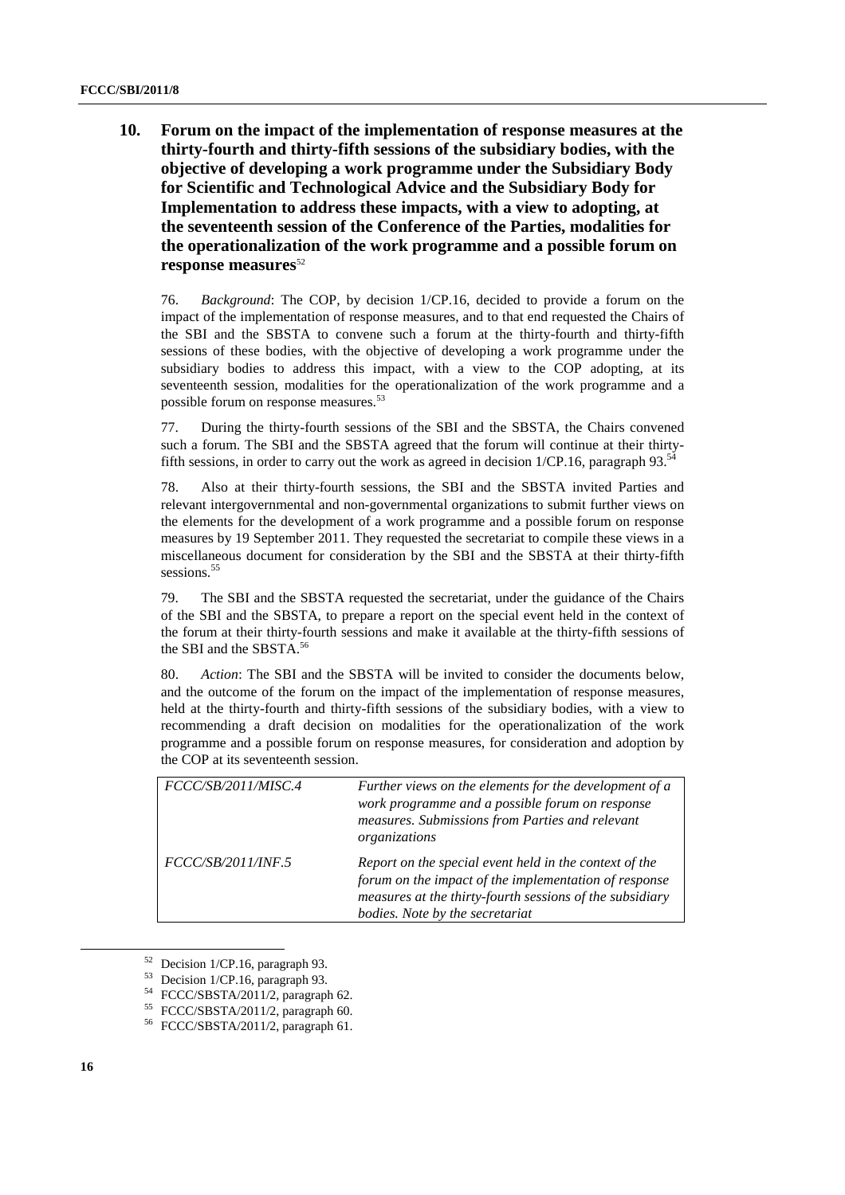## 10. Forum on the impact of the implementation of response measures at the thirty-fourth and thirty-fifth sessions of the subsidiary bodies, with the objective of developing a work programme under the Subsidiary Body for Scientific and Technological Advice and the Subsidiary Body for Implementation to address these impacts, with a view to adopting, at the seventeenth session of the Conference of the Parties, modalities for the operationalization of the work programme and a possible forum on response measures[52]

76. *Background*: The COP, by decision 1/CP.16, decided to provide a forum on the impact of the implementation of response measures, and to that end requested the Chairs of the SBI and the SBSTA to convene such a forum at the thirty-fourth and thirty-fifth sessions of these bodies, with the objective of developing a work programme under the subsidiary bodies to address this impact, with a view to the COP adopting, at its seventeenth session, modalities for the operationalization of the work programme and a possible forum on response measures.[53]

77. During the thirty-fourth sessions of the SBI and the SBSTA, the Chairs convened such a forum. The SBI and the SBSTA agreed that the forum will continue at their thirty-fifth sessions, in order to carry out the work as agreed in decision 1/CP.16, paragraph 93.[54]

78. Also at their thirty-fourth sessions, the SBI and the SBSTA invited Parties and relevant intergovernmental and non-governmental organizations to submit further views on the elements for the development of a work programme and a possible forum on response measures by 19 September 2011. They requested the secretariat to compile these views in a miscellaneous document for consideration by the SBI and the SBSTA at their thirty-fifth sessions.[55]

79. The SBI and the SBSTA requested the secretariat, under the guidance of the Chairs of the SBI and the SBSTA, to prepare a report on the special event held in the context of the forum at their thirty-fourth sessions and make it available at the thirty-fifth sessions of the SBI and the SBSTA.[56]

80. *Action*: The SBI and the SBSTA will be invited to consider the documents below, and the outcome of the forum on the impact of the implementation of response measures, held at the thirty-fourth and thirty-fifth sessions of the subsidiary bodies, with a view to recommending a draft decision on modalities for the operationalization of the work programme and a possible forum on response measures, for consideration and adoption by the COP at its seventeenth session.

| | |
|---|---|
| *FCCC/SB/2011/MISC.4* | *Further views on the elements for the development of a work programme and a possible forum on response measures. Submissions from Parties and relevant organizations* |
| *FCCC/SB/2011/INF.5* | *Report on the special event held in the context of the forum on the impact of the implementation of response measures at the thirty-fourth sessions of the subsidiary bodies. Note by the secretariat* |

[52] Decision 1/CP.16, paragraph 93.

[53] Decision 1/CP.16, paragraph 93.

[54] FCCC/SBSTA/2011/2, paragraph 62.

[55] FCCC/SBSTA/2011/2, paragraph 60.

[56] FCCC/SBSTA/2011/2, paragraph 61.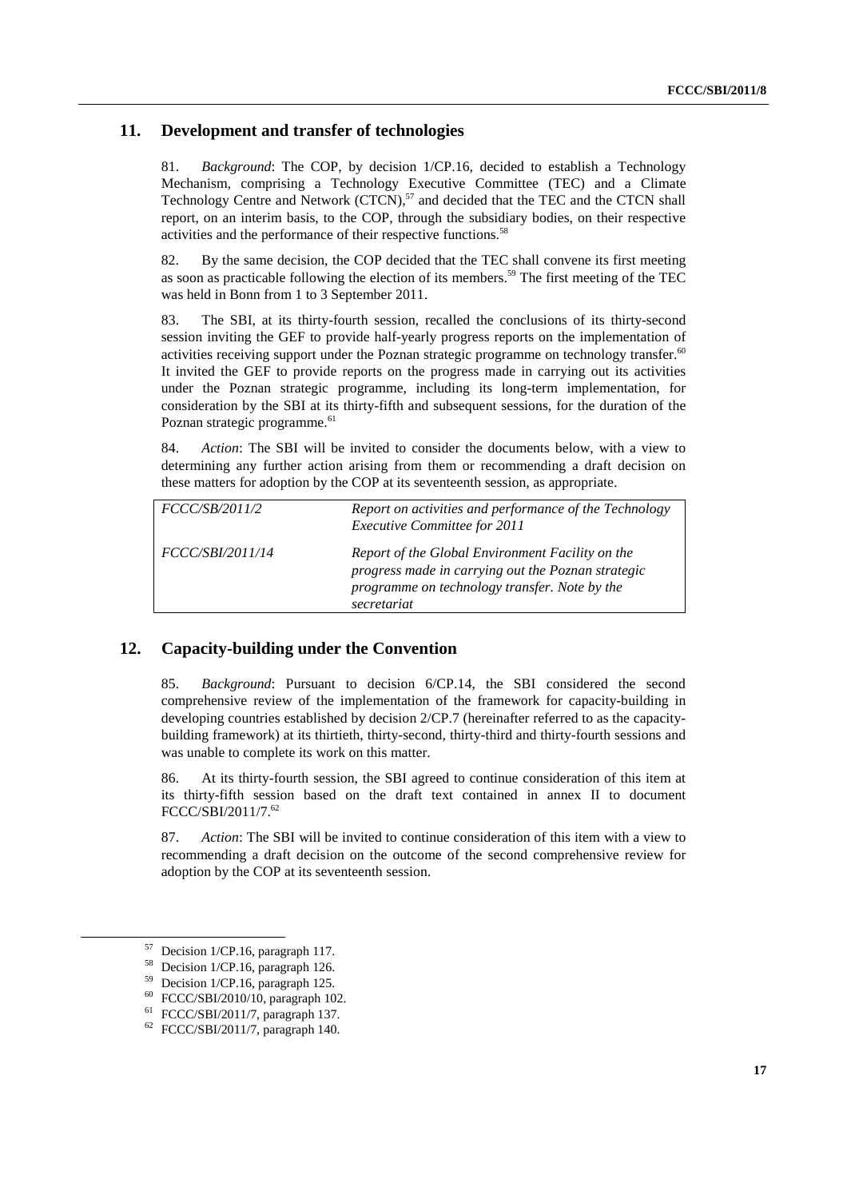## 11. Development and transfer of technologies

81. *Background*: The COP, by decision 1/CP.16, decided to establish a Technology Mechanism, comprising a Technology Executive Committee (TEC) and a Climate Technology Centre and Network (CTCN),[57] and decided that the TEC and the CTCN shall report, on an interim basis, to the COP, through the subsidiary bodies, on their respective activities and the performance of their respective functions.[58]

82. By the same decision, the COP decided that the TEC shall convene its first meeting as soon as practicable following the election of its members.[59] The first meeting of the TEC was held in Bonn from 1 to 3 September 2011.

83. The SBI, at its thirty-fourth session, recalled the conclusions of its thirty-second session inviting the GEF to provide half-yearly progress reports on the implementation of activities receiving support under the Poznan strategic programme on technology transfer.[60] It invited the GEF to provide reports on the progress made in carrying out its activities under the Poznan strategic programme, including its long-term implementation, for consideration by the SBI at its thirty-fifth and subsequent sessions, for the duration of the Poznan strategic programme.[61]

84. *Action*: The SBI will be invited to consider the documents below, with a view to determining any further action arising from them or recommending a draft decision on these matters for adoption by the COP at its seventeenth session, as appropriate.

| | |
|---|---|
| *FCCC/SB/2011/2* | *Report on activities and performance of the Technology Executive Committee for 2011* |
| *FCCC/SBI/2011/14* | *Report of the Global Environment Facility on the progress made in carrying out the Poznan strategic programme on technology transfer. Note by the secretariat* |

## 12. Capacity-building under the Convention

85. *Background*: Pursuant to decision 6/CP.14, the SBI considered the second comprehensive review of the implementation of the framework for capacity-building in developing countries established by decision 2/CP.7 (hereinafter referred to as the capacity-building framework) at its thirtieth, thirty-second, thirty-third and thirty-fourth sessions and was unable to complete its work on this matter.

86. At its thirty-fourth session, the SBI agreed to continue consideration of this item at its thirty-fifth session based on the draft text contained in annex II to document FCCC/SBI/2011/7.[62]

87. *Action*: The SBI will be invited to continue consideration of this item with a view to recommending a draft decision on the outcome of the second comprehensive review for adoption by the COP at its seventeenth session.

---

[57] Decision 1/CP.16, paragraph 117.

[58] Decision 1/CP.16, paragraph 126.

[59] Decision 1/CP.16, paragraph 125.

[60] FCCC/SBI/2010/10, paragraph 102.

[61] FCCC/SBI/2011/7, paragraph 137.

[62] FCCC/SBI/2011/7, paragraph 140.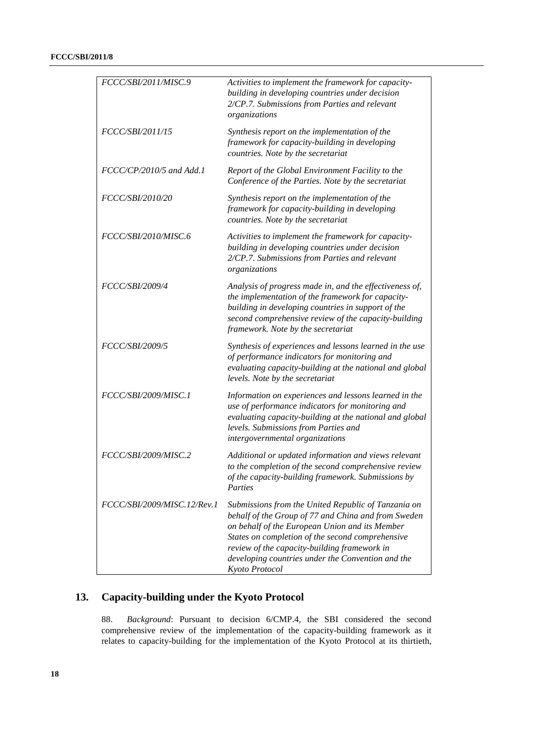| | |
|---|---|
| *FCCC/SBI/2011/MISC.9* | *Activities to implement the framework for capacity-building in developing countries under decision 2/CP.7. Submissions from Parties and relevant organizations* |
| *FCCC/SBI/2011/15* | *Synthesis report on the implementation of the framework for capacity-building in developing countries. Note by the secretariat* |
| *FCCC/CP/2010/5 and Add.1* | *Report of the Global Environment Facility to the Conference of the Parties. Note by the secretariat* |
| *FCCC/SBI/2010/20* | *Synthesis report on the implementation of the framework for capacity-building in developing countries. Note by the secretariat* |
| *FCCC/SBI/2010/MISC.6* | *Activities to implement the framework for capacity-building in developing countries under decision 2/CP.7. Submissions from Parties and relevant organizations* |
| *FCCC/SBI/2009/4* | *Analysis of progress made in, and the effectiveness of, the implementation of the framework for capacity-building in developing countries in support of the second comprehensive review of the capacity-building framework. Note by the secretariat* |
| *FCCC/SBI/2009/5* | *Synthesis of experiences and lessons learned in the use of performance indicators for monitoring and evaluating capacity-building at the national and global levels. Note by the secretariat* |
| *FCCC/SBI/2009/MISC.1* | *Information on experiences and lessons learned in the use of performance indicators for monitoring and evaluating capacity-building at the national and global levels. Submissions from Parties and intergovernmental organizations* |
| *FCCC/SBI/2009/MISC.2* | *Additional or updated information and views relevant to the completion of the second comprehensive review of the capacity-building framework. Submissions by Parties* |
| *FCCC/SBI/2009/MISC.12/Rev.1* | *Submissions from the United Republic of Tanzania on behalf of the Group of 77 and China and from Sweden on behalf of the European Union and its Member States on completion of the second comprehensive review of the capacity-building framework in developing countries under the Convention and the Kyoto Protocol* |

## 13. Capacity-building under the Kyoto Protocol

88. *Background*: Pursuant to decision 6/CMP.4, the SBI considered the second comprehensive review of the implementation of the capacity-building framework as it relates to capacity-building for the implementation of the Kyoto Protocol at its thirtieth,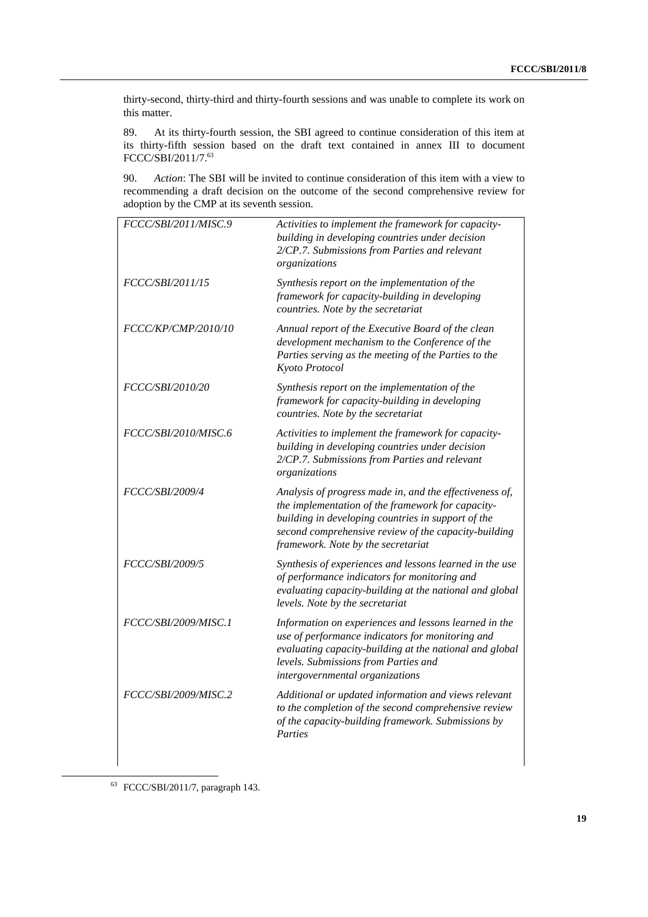thirty-second, thirty-third and thirty-fourth sessions and was unable to complete its work on this matter.

89. At its thirty-fourth session, the SBI agreed to continue consideration of this item at its thirty-fifth session based on the draft text contained in annex III to document FCCC/SBI/2011/7.[63]

90. *Action*: The SBI will be invited to continue consideration of this item with a view to recommending a draft decision on the outcome of the second comprehensive review for adoption by the CMP at its seventh session.

| | |
|---|---|
| *FCCC/SBI/2011/MISC.9* | *Activities to implement the framework for capacity-building in developing countries under decision 2/CP.7. Submissions from Parties and relevant organizations* |
| *FCCC/SBI/2011/15* | *Synthesis report on the implementation of the framework for capacity-building in developing countries. Note by the secretariat* |
| *FCCC/KP/CMP/2010/10* | *Annual report of the Executive Board of the clean development mechanism to the Conference of the Parties serving as the meeting of the Parties to the Kyoto Protocol* |
| *FCCC/SBI/2010/20* | *Synthesis report on the implementation of the framework for capacity-building in developing countries. Note by the secretariat* |
| *FCCC/SBI/2010/MISC.6* | *Activities to implement the framework for capacity-building in developing countries under decision 2/CP.7. Submissions from Parties and relevant organizations* |
| *FCCC/SBI/2009/4* | *Analysis of progress made in, and the effectiveness of, the implementation of the framework for capacity-building in developing countries in support of the second comprehensive review of the capacity-building framework. Note by the secretariat* |
| *FCCC/SBI/2009/5* | *Synthesis of experiences and lessons learned in the use of performance indicators for monitoring and evaluating capacity-building at the national and global levels. Note by the secretariat* |
| *FCCC/SBI/2009/MISC.1* | *Information on experiences and lessons learned in the use of performance indicators for monitoring and evaluating capacity-building at the national and global levels. Submissions from Parties and intergovernmental organizations* |
| *FCCC/SBI/2009/MISC.2* | *Additional or updated information and views relevant to the completion of the second comprehensive review of the capacity-building framework. Submissions by Parties* |

[63] FCCC/SBI/2011/7, paragraph 143.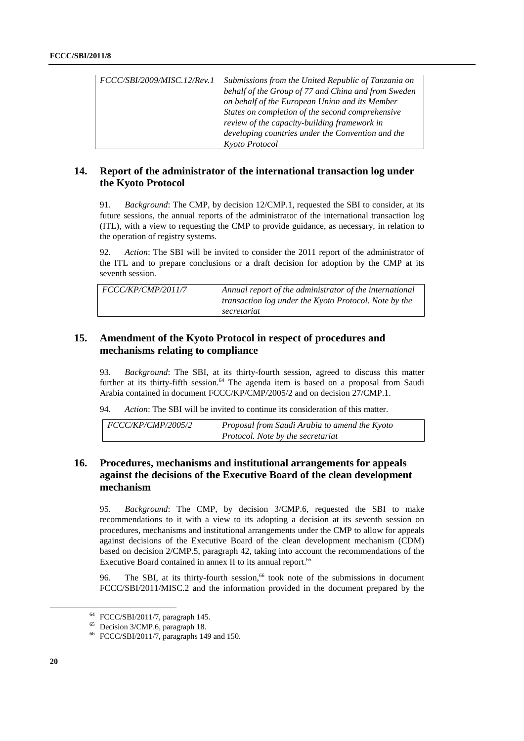| | |
|---|---|
| *FCCC/SBI/2009/MISC.12/Rev.1* | *Submissions from the United Republic of Tanzania on behalf of the Group of 77 and China and from Sweden on behalf of the European Union and its Member States on completion of the second comprehensive review of the capacity-building framework in developing countries under the Convention and the Kyoto Protocol* |

## 14. Report of the administrator of the international transaction log under the Kyoto Protocol

91. *Background*: The CMP, by decision 12/CMP.1, requested the SBI to consider, at its future sessions, the annual reports of the administrator of the international transaction log (ITL), with a view to requesting the CMP to provide guidance, as necessary, in relation to the operation of registry systems.

92. *Action*: The SBI will be invited to consider the 2011 report of the administrator of the ITL and to prepare conclusions or a draft decision for adoption by the CMP at its seventh session.

| | |
|---|---|
| *FCCC/KP/CMP/2011/7* | *Annual report of the administrator of the international transaction log under the Kyoto Protocol. Note by the secretariat* |

## 15. Amendment of the Kyoto Protocol in respect of procedures and mechanisms relating to compliance

93. *Background*: The SBI, at its thirty-fourth session, agreed to discuss this matter further at its thirty-fifth session.[64] The agenda item is based on a proposal from Saudi Arabia contained in document FCCC/KP/CMP/2005/2 and on decision 27/CMP.1.

94. *Action*: The SBI will be invited to continue its consideration of this matter.

| | |
|---|---|
| *FCCC/KP/CMP/2005/2* | *Proposal from Saudi Arabia to amend the Kyoto Protocol. Note by the secretariat* |

## 16. Procedures, mechanisms and institutional arrangements for appeals against the decisions of the Executive Board of the clean development mechanism

95. *Background*: The CMP, by decision 3/CMP.6, requested the SBI to make recommendations to it with a view to its adopting a decision at its seventh session on procedures, mechanisms and institutional arrangements under the CMP to allow for appeals against decisions of the Executive Board of the clean development mechanism (CDM) based on decision 2/CMP.5, paragraph 42, taking into account the recommendations of the Executive Board contained in annex II to its annual report.[65]

96. The SBI, at its thirty-fourth session,[66] took note of the submissions in document FCCC/SBI/2011/MISC.2 and the information provided in the document prepared by the

---

[64] FCCC/SBI/2011/7, paragraph 145.

[65] Decision 3/CMP.6, paragraph 18.

[66] FCCC/SBI/2011/7, paragraphs 149 and 150.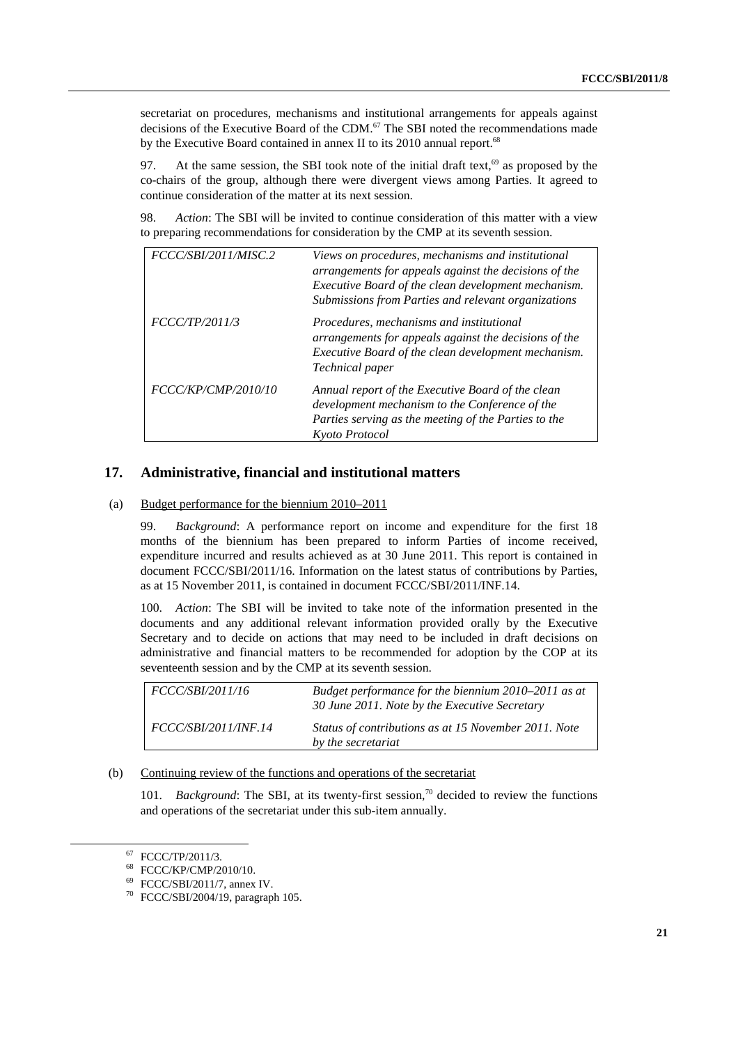secretariat on procedures, mechanisms and institutional arrangements for appeals against decisions of the Executive Board of the CDM.[67] The SBI noted the recommendations made by the Executive Board contained in annex II to its 2010 annual report.[68]

97. At the same session, the SBI took note of the initial draft text,[69] as proposed by the co-chairs of the group, although there were divergent views among Parties. It agreed to continue consideration of the matter at its next session.

98. *Action*: The SBI will be invited to continue consideration of this matter with a view to preparing recommendations for consideration by the CMP at its seventh session.

| | |
|---|---|
| *FCCC/SBI/2011/MISC.2* | *Views on procedures, mechanisms and institutional arrangements for appeals against the decisions of the Executive Board of the clean development mechanism. Submissions from Parties and relevant organizations* |
| *FCCC/TP/2011/3* | *Procedures, mechanisms and institutional arrangements for appeals against the decisions of the Executive Board of the clean development mechanism. Technical paper* |
| *FCCC/KP/CMP/2010/10* | *Annual report of the Executive Board of the clean development mechanism to the Conference of the Parties serving as the meeting of the Parties to the Kyoto Protocol* |

## 17. Administrative, financial and institutional matters

(a) Budget performance for the biennium 2010–2011

99. *Background*: A performance report on income and expenditure for the first 18 months of the biennium has been prepared to inform Parties of income received, expenditure incurred and results achieved as at 30 June 2011. This report is contained in document FCCC/SBI/2011/16. Information on the latest status of contributions by Parties, as at 15 November 2011, is contained in document FCCC/SBI/2011/INF.14.

100. *Action*: The SBI will be invited to take note of the information presented in the documents and any additional relevant information provided orally by the Executive Secretary and to decide on actions that may need to be included in draft decisions on administrative and financial matters to be recommended for adoption by the COP at its seventeenth session and by the CMP at its seventh session.

| | |
|---|---|
| *FCCC/SBI/2011/16* | *Budget performance for the biennium 2010–2011 as at 30 June 2011. Note by the Executive Secretary* |
| *FCCC/SBI/2011/INF.14* | *Status of contributions as at 15 November 2011. Note by the secretariat* |

(b) Continuing review of the functions and operations of the secretariat

101. *Background*: The SBI, at its twenty-first session,[70] decided to review the functions and operations of the secretariat under this sub-item annually.

[67] FCCC/TP/2011/3.

[68] FCCC/KP/CMP/2010/10.

[69] FCCC/SBI/2011/7, annex IV.

[70] FCCC/SBI/2004/19, paragraph 105.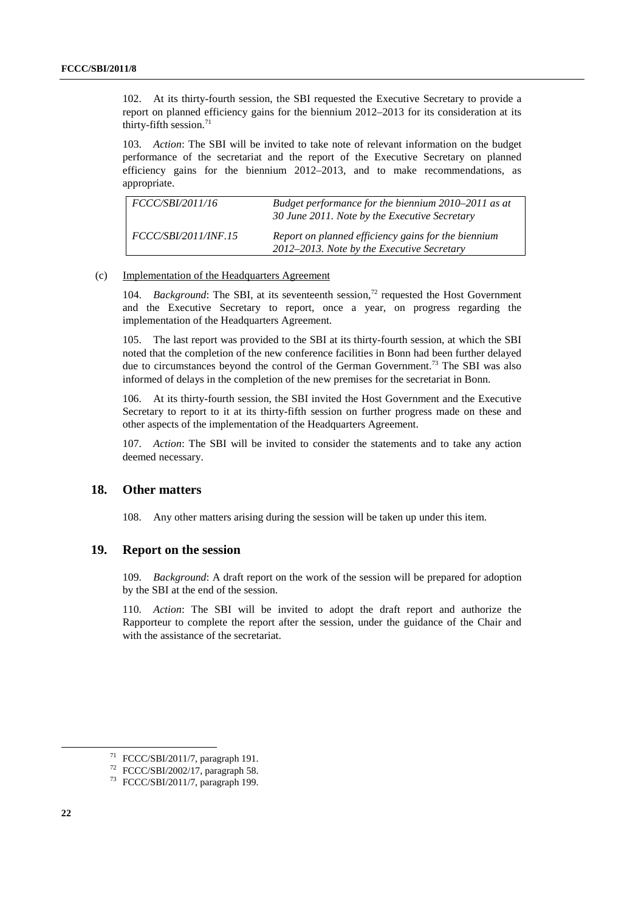102. At its thirty-fourth session, the SBI requested the Executive Secretary to provide a report on planned efficiency gains for the biennium 2012–2013 for its consideration at its thirty-fifth session.[71]

103. *Action*: The SBI will be invited to take note of relevant information on the budget performance of the secretariat and the report of the Executive Secretary on planned efficiency gains for the biennium 2012–2013, and to make recommendations, as appropriate.

| | |
|---|---|
| *FCCC/SBI/2011/16* | *Budget performance for the biennium 2010–2011 as at 30 June 2011. Note by the Executive Secretary* |
| *FCCC/SBI/2011/INF.15* | *Report on planned efficiency gains for the biennium 2012–2013. Note by the Executive Secretary* |

(c) Implementation of the Headquarters Agreement

104. *Background*: The SBI, at its seventeenth session,[72] requested the Host Government and the Executive Secretary to report, once a year, on progress regarding the implementation of the Headquarters Agreement.

105. The last report was provided to the SBI at its thirty-fourth session, at which the SBI noted that the completion of the new conference facilities in Bonn had been further delayed due to circumstances beyond the control of the German Government.[73] The SBI was also informed of delays in the completion of the new premises for the secretariat in Bonn.

106. At its thirty-fourth session, the SBI invited the Host Government and the Executive Secretary to report to it at its thirty-fifth session on further progress made on these and other aspects of the implementation of the Headquarters Agreement.

107. *Action*: The SBI will be invited to consider the statements and to take any action deemed necessary.

## 18. Other matters

108. Any other matters arising during the session will be taken up under this item.

## 19. Report on the session

109. *Background*: A draft report on the work of the session will be prepared for adoption by the SBI at the end of the session.

110. *Action*: The SBI will be invited to adopt the draft report and authorize the Rapporteur to complete the report after the session, under the guidance of the Chair and with the assistance of the secretariat.

---

[71] FCCC/SBI/2011/7, paragraph 191.

[72] FCCC/SBI/2002/17, paragraph 58.

[73] FCCC/SBI/2011/7, paragraph 199.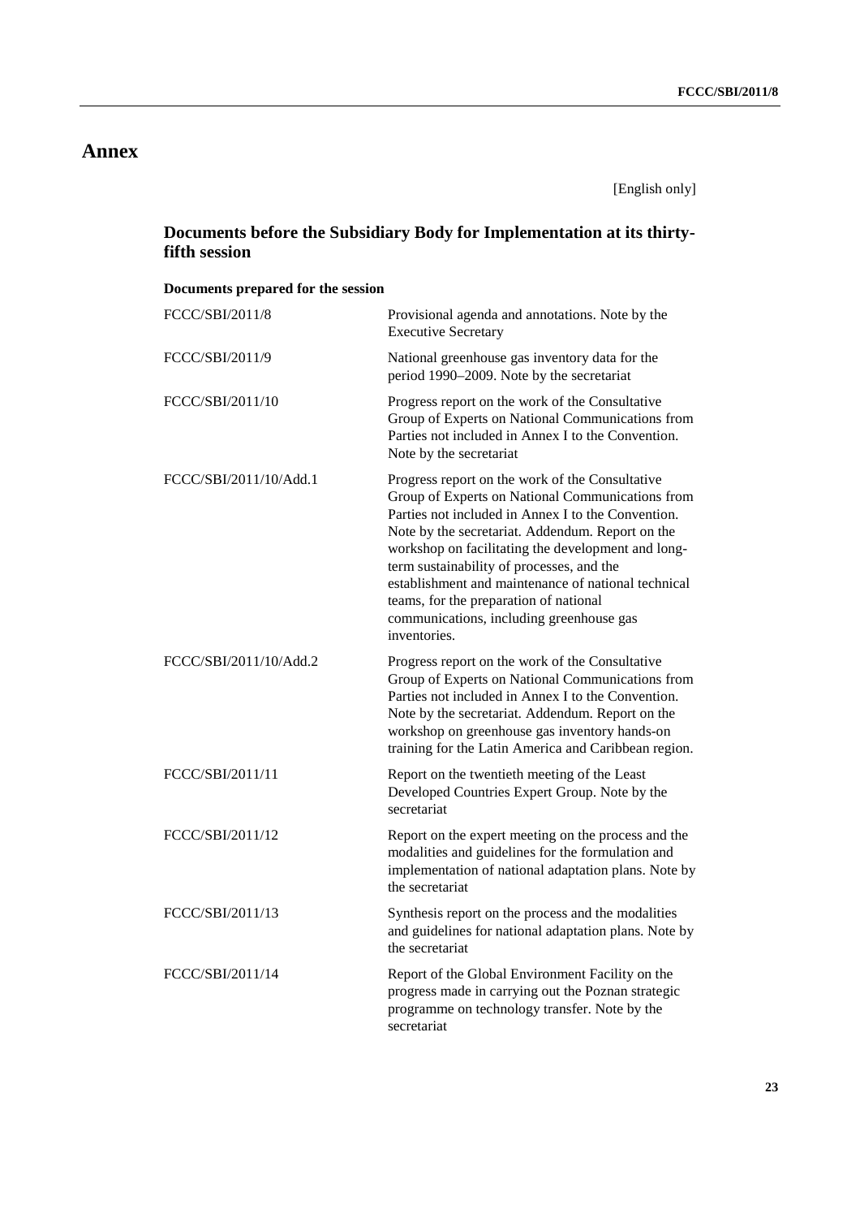# Annex

[English only]

## Documents before the Subsidiary Body for Implementation at its thirty-fifth session

### Documents prepared for the session

| | |
|---|---|
| FCCC/SBI/2011/8 | Provisional agenda and annotations. Note by the Executive Secretary |
| FCCC/SBI/2011/9 | National greenhouse gas inventory data for the period 1990–2009. Note by the secretariat |
| FCCC/SBI/2011/10 | Progress report on the work of the Consultative Group of Experts on National Communications from Parties not included in Annex I to the Convention. Note by the secretariat |
| FCCC/SBI/2011/10/Add.1 | Progress report on the work of the Consultative Group of Experts on National Communications from Parties not included in Annex I to the Convention. Note by the secretariat. Addendum. Report on the workshop on facilitating the development and long-term sustainability of processes, and the establishment and maintenance of national technical teams, for the preparation of national communications, including greenhouse gas inventories. |
| FCCC/SBI/2011/10/Add.2 | Progress report on the work of the Consultative Group of Experts on National Communications from Parties not included in Annex I to the Convention. Note by the secretariat. Addendum. Report on the workshop on greenhouse gas inventory hands-on training for the Latin America and Caribbean region. |
| FCCC/SBI/2011/11 | Report on the twentieth meeting of the Least Developed Countries Expert Group. Note by the secretariat |
| FCCC/SBI/2011/12 | Report on the expert meeting on the process and the modalities and guidelines for the formulation and implementation of national adaptation plans. Note by the secretariat |
| FCCC/SBI/2011/13 | Synthesis report on the process and the modalities and guidelines for national adaptation plans. Note by the secretariat |
| FCCC/SBI/2011/14 | Report of the Global Environment Facility on the progress made in carrying out the Poznan strategic programme on technology transfer. Note by the secretariat |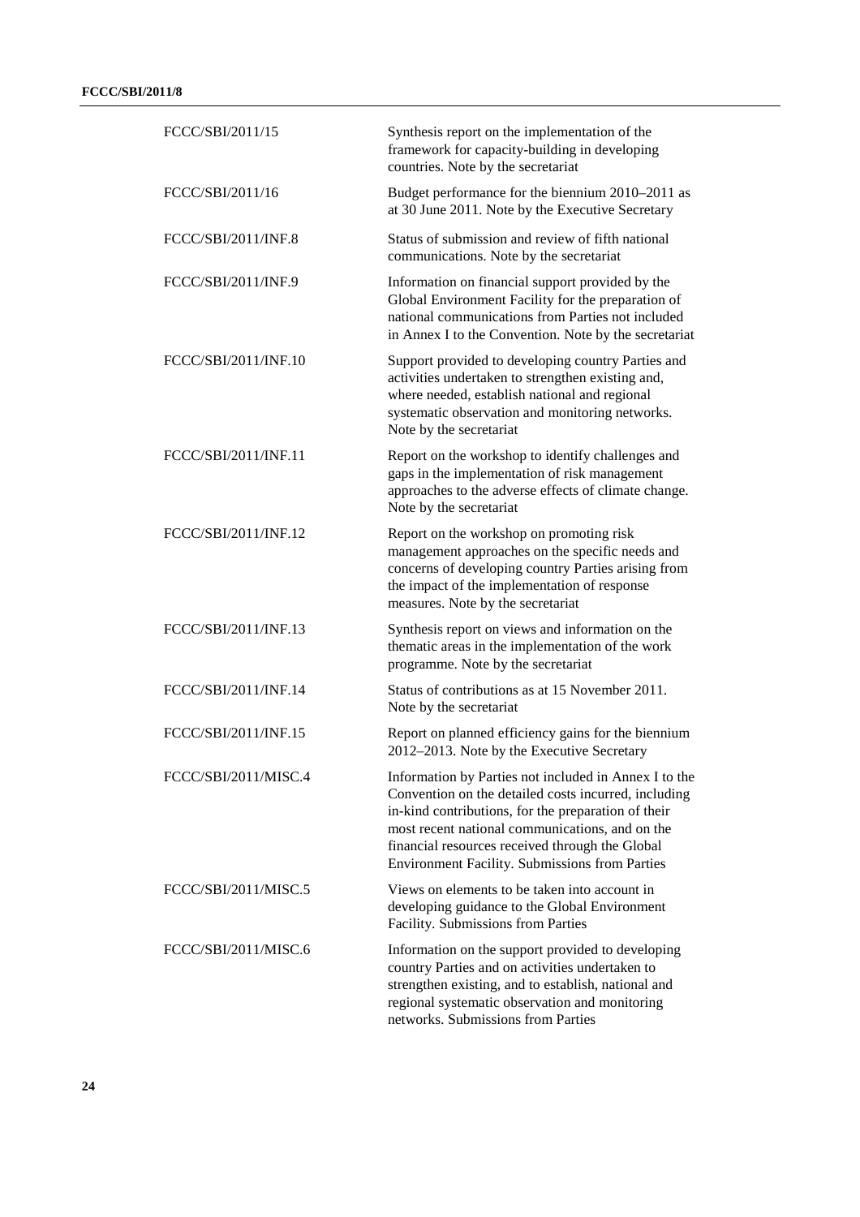| | |
|---|---|
| FCCC/SBI/2011/15 | Synthesis report on the implementation of the framework for capacity-building in developing countries. Note by the secretariat |
| FCCC/SBI/2011/16 | Budget performance for the biennium 2010–2011 as at 30 June 2011. Note by the Executive Secretary |
| FCCC/SBI/2011/INF.8 | Status of submission and review of fifth national communications. Note by the secretariat |
| FCCC/SBI/2011/INF.9 | Information on financial support provided by the Global Environment Facility for the preparation of national communications from Parties not included in Annex I to the Convention. Note by the secretariat |
| FCCC/SBI/2011/INF.10 | Support provided to developing country Parties and activities undertaken to strengthen existing and, where needed, establish national and regional systematic observation and monitoring networks. Note by the secretariat |
| FCCC/SBI/2011/INF.11 | Report on the workshop to identify challenges and gaps in the implementation of risk management approaches to the adverse effects of climate change. Note by the secretariat |
| FCCC/SBI/2011/INF.12 | Report on the workshop on promoting risk management approaches on the specific needs and concerns of developing country Parties arising from the impact of the implementation of response measures. Note by the secretariat |
| FCCC/SBI/2011/INF.13 | Synthesis report on views and information on the thematic areas in the implementation of the work programme. Note by the secretariat |
| FCCC/SBI/2011/INF.14 | Status of contributions as at 15 November 2011. Note by the secretariat |
| FCCC/SBI/2011/INF.15 | Report on planned efficiency gains for the biennium 2012–2013. Note by the Executive Secretary |
| FCCC/SBI/2011/MISC.4 | Information by Parties not included in Annex I to the Convention on the detailed costs incurred, including in-kind contributions, for the preparation of their most recent national communications, and on the financial resources received through the Global Environment Facility. Submissions from Parties |
| FCCC/SBI/2011/MISC.5 | Views on elements to be taken into account in developing guidance to the Global Environment Facility. Submissions from Parties |
| FCCC/SBI/2011/MISC.6 | Information on the support provided to developing country Parties and on activities undertaken to strengthen existing, and to establish, national and regional systematic observation and monitoring networks. Submissions from Parties |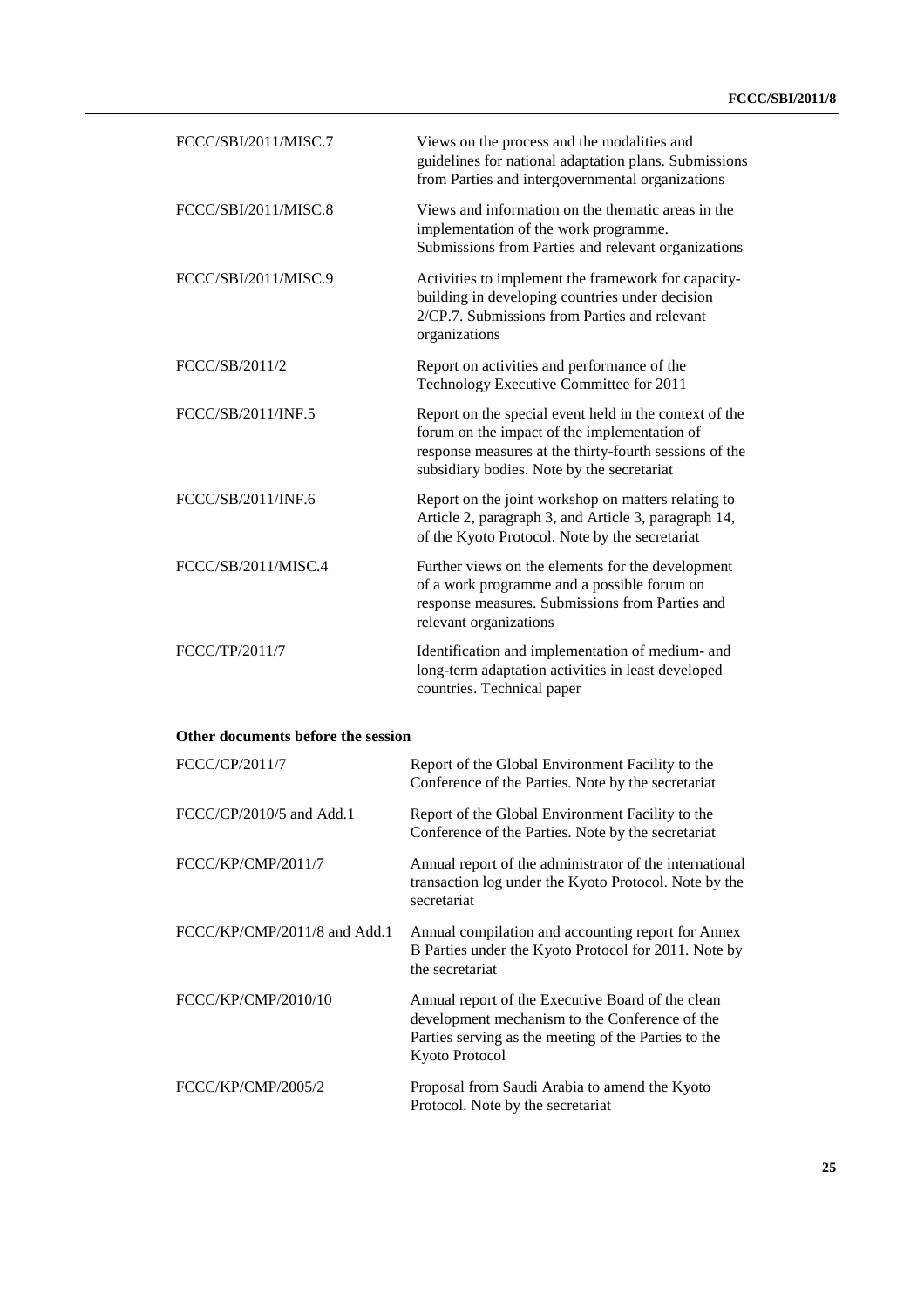| | |
|---|---|
| FCCC/SBI/2011/MISC.7 | Views on the process and the modalities and guidelines for national adaptation plans. Submissions from Parties and intergovernmental organizations |
| FCCC/SBI/2011/MISC.8 | Views and information on the thematic areas in the implementation of the work programme. Submissions from Parties and relevant organizations |
| FCCC/SBI/2011/MISC.9 | Activities to implement the framework for capacity-building in developing countries under decision 2/CP.7. Submissions from Parties and relevant organizations |
| FCCC/SB/2011/2 | Report on activities and performance of the Technology Executive Committee for 2011 |
| FCCC/SB/2011/INF.5 | Report on the special event held in the context of the forum on the impact of the implementation of response measures at the thirty-fourth sessions of the subsidiary bodies. Note by the secretariat |
| FCCC/SB/2011/INF.6 | Report on the joint workshop on matters relating to Article 2, paragraph 3, and Article 3, paragraph 14, of the Kyoto Protocol. Note by the secretariat |
| FCCC/SB/2011/MISC.4 | Further views on the elements for the development of a work programme and a possible forum on response measures. Submissions from Parties and relevant organizations |
| FCCC/TP/2011/7 | Identification and implementation of medium- and long-term adaptation activities in least developed countries. Technical paper |

**Other documents before the session**

| | |
|---|---|
| FCCC/CP/2011/7 | Report of the Global Environment Facility to the Conference of the Parties. Note by the secretariat |
| FCCC/CP/2010/5 and Add.1 | Report of the Global Environment Facility to the Conference of the Parties. Note by the secretariat |
| FCCC/KP/CMP/2011/7 | Annual report of the administrator of the international transaction log under the Kyoto Protocol. Note by the secretariat |
| FCCC/KP/CMP/2011/8 and Add.1 | Annual compilation and accounting report for Annex B Parties under the Kyoto Protocol for 2011. Note by the secretariat |
| FCCC/KP/CMP/2010/10 | Annual report of the Executive Board of the clean development mechanism to the Conference of the Parties serving as the meeting of the Parties to the Kyoto Protocol |
| FCCC/KP/CMP/2005/2 | Proposal from Saudi Arabia to amend the Kyoto Protocol. Note by the secretariat |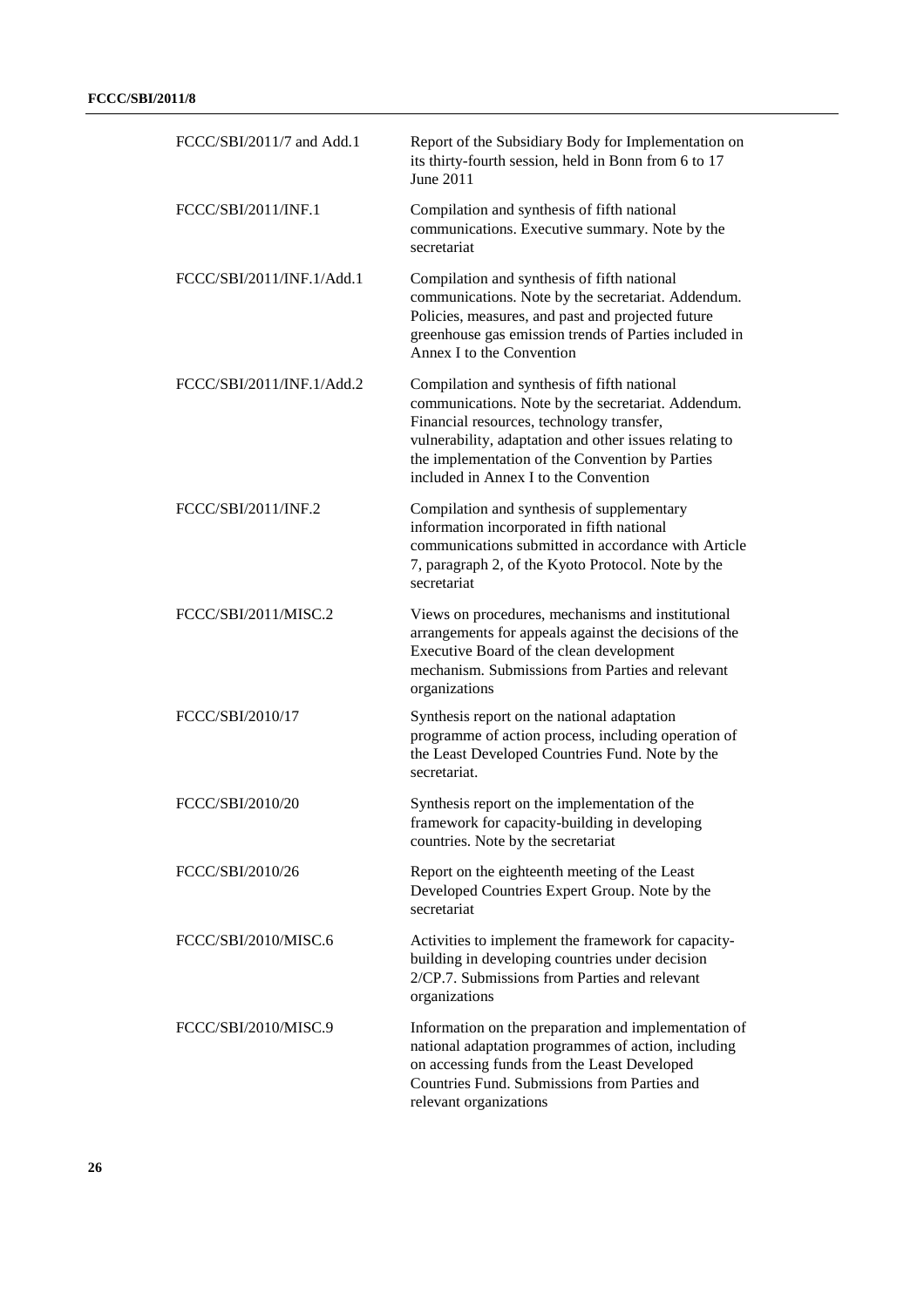| | |
|---|---|
| FCCC/SBI/2011/7 and Add.1 | Report of the Subsidiary Body for Implementation on its thirty-fourth session, held in Bonn from 6 to 17 June 2011 |
| FCCC/SBI/2011/INF.1 | Compilation and synthesis of fifth national communications. Executive summary. Note by the secretariat |
| FCCC/SBI/2011/INF.1/Add.1 | Compilation and synthesis of fifth national communications. Note by the secretariat. Addendum. Policies, measures, and past and projected future greenhouse gas emission trends of Parties included in Annex I to the Convention |
| FCCC/SBI/2011/INF.1/Add.2 | Compilation and synthesis of fifth national communications. Note by the secretariat. Addendum. Financial resources, technology transfer, vulnerability, adaptation and other issues relating to the implementation of the Convention by Parties included in Annex I to the Convention |
| FCCC/SBI/2011/INF.2 | Compilation and synthesis of supplementary information incorporated in fifth national communications submitted in accordance with Article 7, paragraph 2, of the Kyoto Protocol. Note by the secretariat |
| FCCC/SBI/2011/MISC.2 | Views on procedures, mechanisms and institutional arrangements for appeals against the decisions of the Executive Board of the clean development mechanism. Submissions from Parties and relevant organizations |
| FCCC/SBI/2010/17 | Synthesis report on the national adaptation programme of action process, including operation of the Least Developed Countries Fund. Note by the secretariat. |
| FCCC/SBI/2010/20 | Synthesis report on the implementation of the framework for capacity-building in developing countries. Note by the secretariat |
| FCCC/SBI/2010/26 | Report on the eighteenth meeting of the Least Developed Countries Expert Group. Note by the secretariat |
| FCCC/SBI/2010/MISC.6 | Activities to implement the framework for capacity-building in developing countries under decision 2/CP.7. Submissions from Parties and relevant organizations |
| FCCC/SBI/2010/MISC.9 | Information on the preparation and implementation of national adaptation programmes of action, including on accessing funds from the Least Developed Countries Fund. Submissions from Parties and relevant organizations |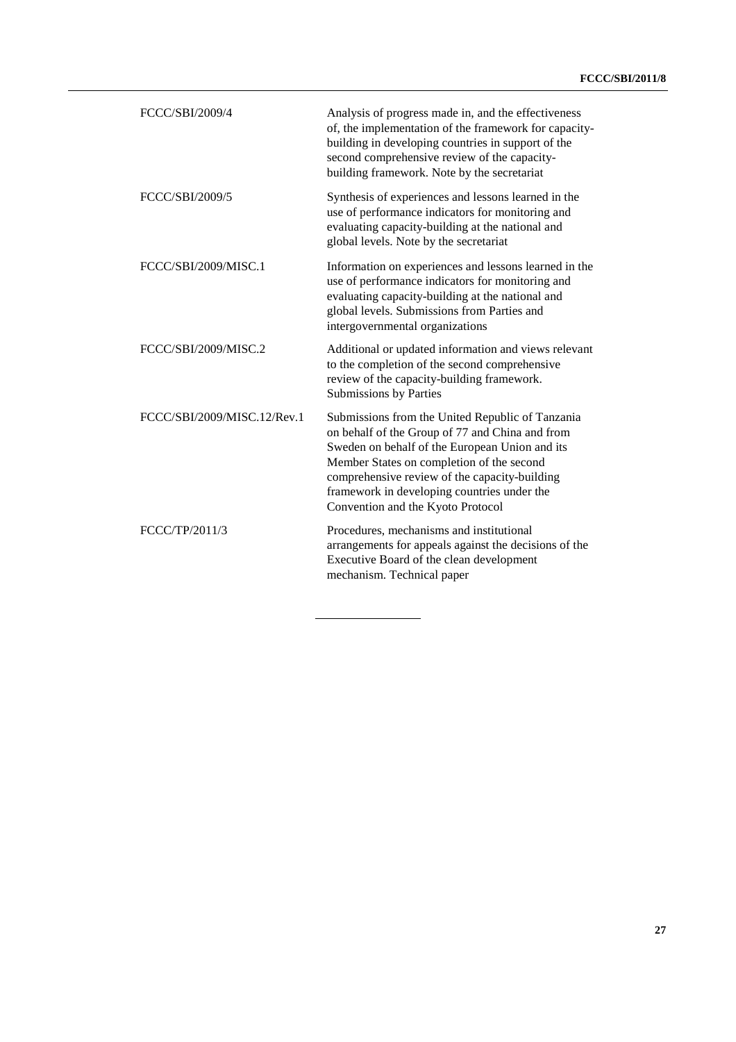| | |
|---|---|
| FCCC/SBI/2009/4 | Analysis of progress made in, and the effectiveness of, the implementation of the framework for capacity-building in developing countries in support of the second comprehensive review of the capacity-building framework. Note by the secretariat |
| FCCC/SBI/2009/5 | Synthesis of experiences and lessons learned in the use of performance indicators for monitoring and evaluating capacity-building at the national and global levels. Note by the secretariat |
| FCCC/SBI/2009/MISC.1 | Information on experiences and lessons learned in the use of performance indicators for monitoring and evaluating capacity-building at the national and global levels. Submissions from Parties and intergovernmental organizations |
| FCCC/SBI/2009/MISC.2 | Additional or updated information and views relevant to the completion of the second comprehensive review of the capacity-building framework. Submissions by Parties |
| FCCC/SBI/2009/MISC.12/Rev.1 | Submissions from the United Republic of Tanzania on behalf of the Group of 77 and China and from Sweden on behalf of the European Union and its Member States on completion of the second comprehensive review of the capacity-building framework in developing countries under the Convention and the Kyoto Protocol |
| FCCC/TP/2011/3 | Procedures, mechanisms and institutional arrangements for appeals against the decisions of the Executive Board of the clean development mechanism. Technical paper |